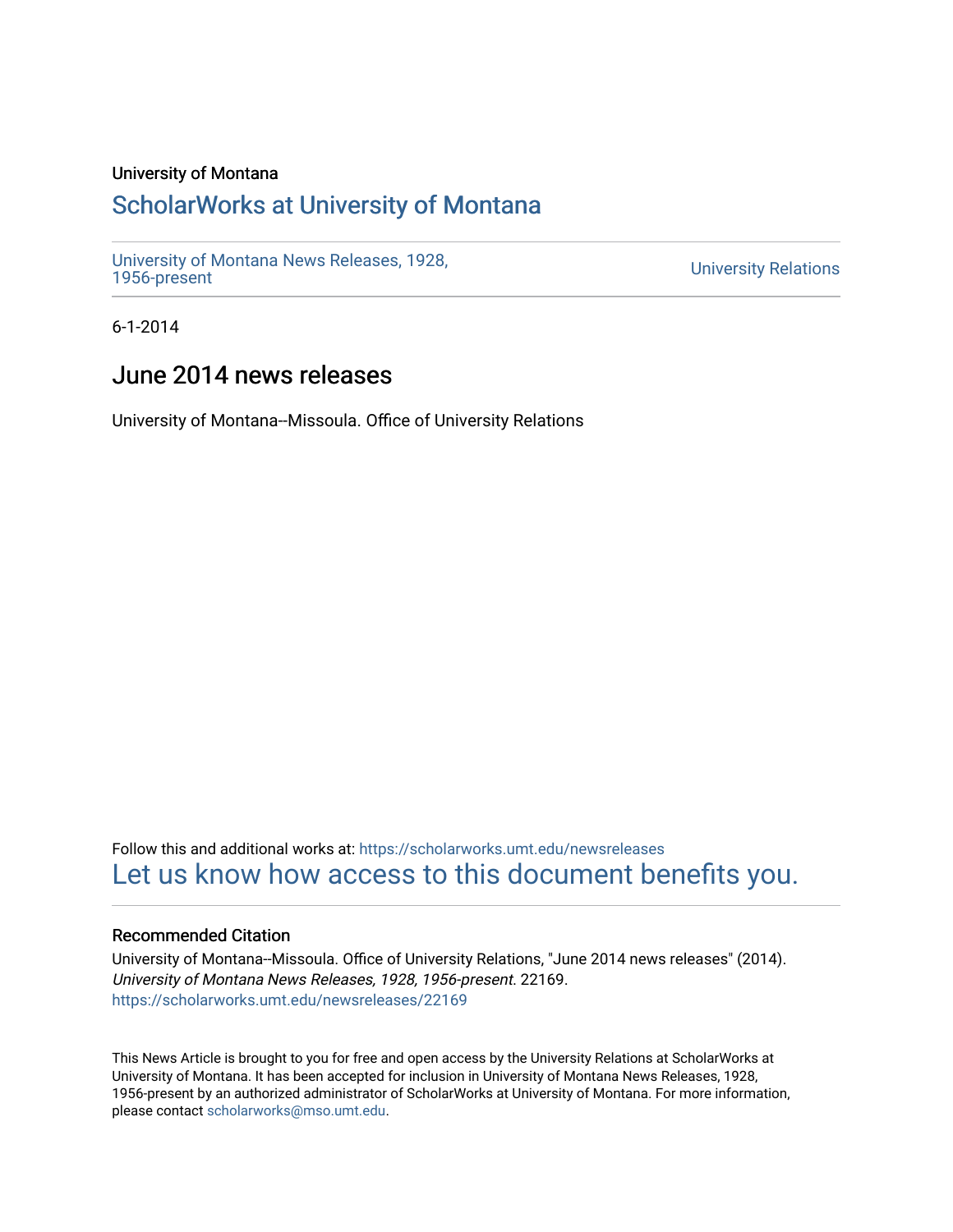University of Montana

# ScholarWorks at University of Montana

University of Montana News Releases, 1928, 1956-present

University Relations

6-1-2014

## June 2014 news releases

University of Montana--Missoula. Office of University Relations

Follow this and additional works at: https://scholarworks.umt.edu/newsreleases

Let us know how access to this document benefits you.

### Recommended Citation

University of Montana--Missoula. Office of University Relations, "June 2014 news releases" (2014). *University of Montana News Releases, 1928, 1956-present*. 22169.
https://scholarworks.umt.edu/newsreleases/22169

This News Article is brought to you for free and open access by the University Relations at ScholarWorks at University of Montana. It has been accepted for inclusion in University of Montana News Releases, 1928, 1956-present by an authorized administrator of ScholarWorks at University of Montana. For more information, please contact scholarworks@mso.umt.edu.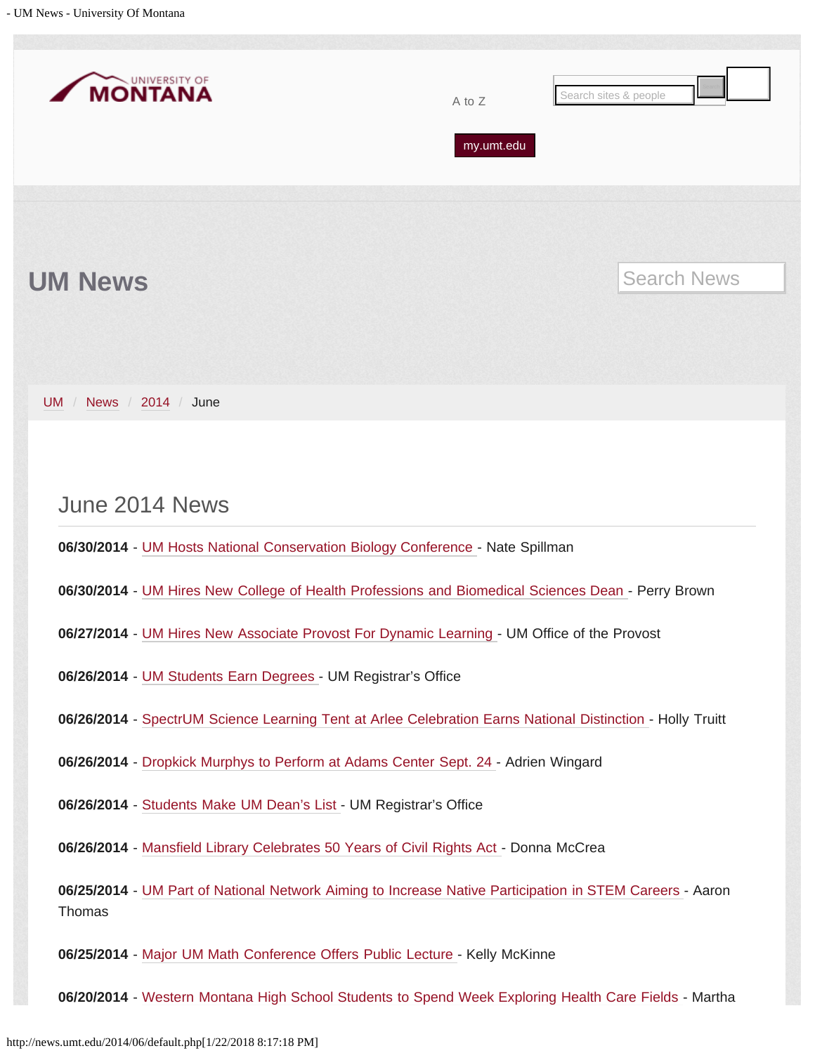A to Z

my.umt.edu

# UM News

UM / News / 2014 / June

## June 2014 News

**06/30/2014** - UM Hosts National Conservation Biology Conference - Nate Spillman

**06/30/2014** - UM Hires New College of Health Professions and Biomedical Sciences Dean - Perry Brown

**06/27/2014** - UM Hires New Associate Provost For Dynamic Learning - UM Office of the Provost

**06/26/2014** - UM Students Earn Degrees - UM Registrar's Office

**06/26/2014** - SpectrUM Science Learning Tent at Arlee Celebration Earns National Distinction - Holly Truitt

**06/26/2014** - Dropkick Murphys to Perform at Adams Center Sept. 24 - Adrien Wingard

**06/26/2014** - Students Make UM Dean's List - UM Registrar's Office

**06/26/2014** - Mansfield Library Celebrates 50 Years of Civil Rights Act - Donna McCrea

**06/25/2014** - UM Part of National Network Aiming to Increase Native Participation in STEM Careers - Aaron Thomas

**06/25/2014** - Major UM Math Conference Offers Public Lecture - Kelly McKinne

**06/20/2014** - Western Montana High School Students to Spend Week Exploring Health Care Fields - Martha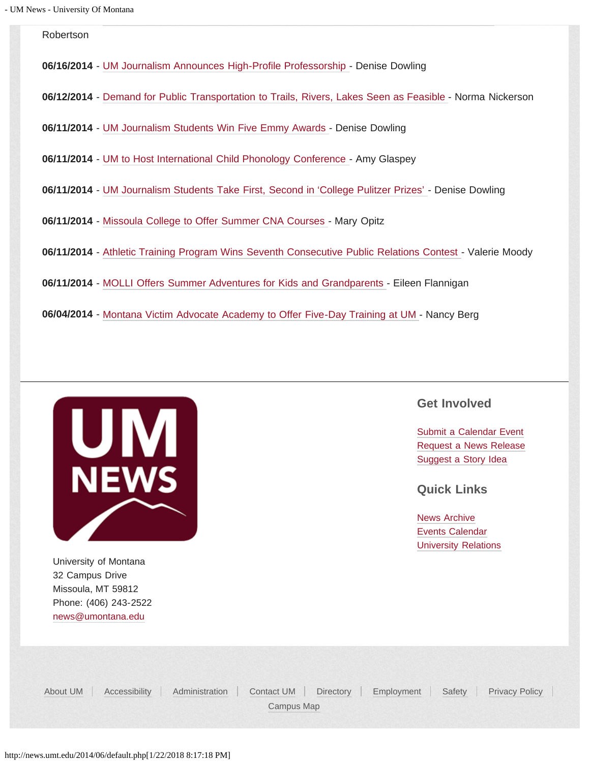Robertson

**06/16/2014** - UM Journalism Announces High-Profile Professorship - Denise Dowling

**06/12/2014** - Demand for Public Transportation to Trails, Rivers, Lakes Seen as Feasible - Norma Nickerson

**06/11/2014** - UM Journalism Students Win Five Emmy Awards - Denise Dowling

**06/11/2014** - UM to Host International Child Phonology Conference - Amy Glaspey

**06/11/2014** - UM Journalism Students Take First, Second in 'College Pulitzer Prizes' - Denise Dowling

**06/11/2014** - Missoula College to Offer Summer CNA Courses - Mary Opitz

**06/11/2014** - Athletic Training Program Wins Seventh Consecutive Public Relations Contest - Valerie Moody

**06/11/2014** - MOLLI Offers Summer Adventures for Kids and Grandparents - Eileen Flannigan

**06/04/2014** - Montana Victim Advocate Academy to Offer Five-Day Training at UM - Nancy Berg

University of Montana
32 Campus Drive
Missoula, MT 59812
Phone: (406) 243-2522
news@umontana.edu

## Get Involved

Submit a Calendar Event
Request a News Release
Suggest a Story Idea

## Quick Links

News Archive
Events Calendar
University Relations

About UM | Accessibility | Administration | Contact UM | Directory | Employment | Safety | Privacy Policy | Campus Map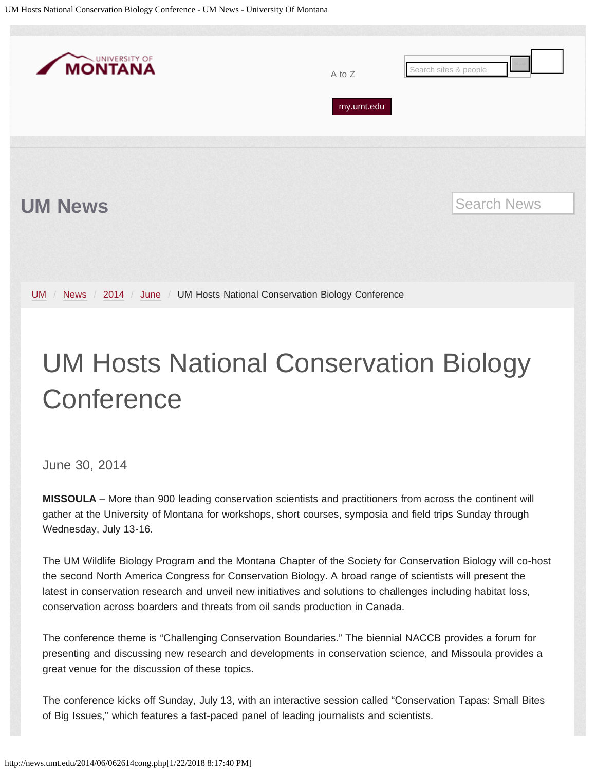UM News

UM / News / 2014 / June / UM Hosts National Conservation Biology Conference

# UM Hosts National Conservation Biology Conference

June 30, 2014

**MISSOULA** – More than 900 leading conservation scientists and practitioners from across the continent will gather at the University of Montana for workshops, short courses, symposia and field trips Sunday through Wednesday, July 13-16.

The UM Wildlife Biology Program and the Montana Chapter of the Society for Conservation Biology will co-host the second North America Congress for Conservation Biology. A broad range of scientists will present the latest in conservation research and unveil new initiatives and solutions to challenges including habitat loss, conservation across boarders and threats from oil sands production in Canada.

The conference theme is "Challenging Conservation Boundaries." The biennial NACCB provides a forum for presenting and discussing new research and developments in conservation science, and Missoula provides a great venue for the discussion of these topics.

The conference kicks off Sunday, July 13, with an interactive session called "Conservation Tapas: Small Bites of Big Issues," which features a fast-paced panel of leading journalists and scientists.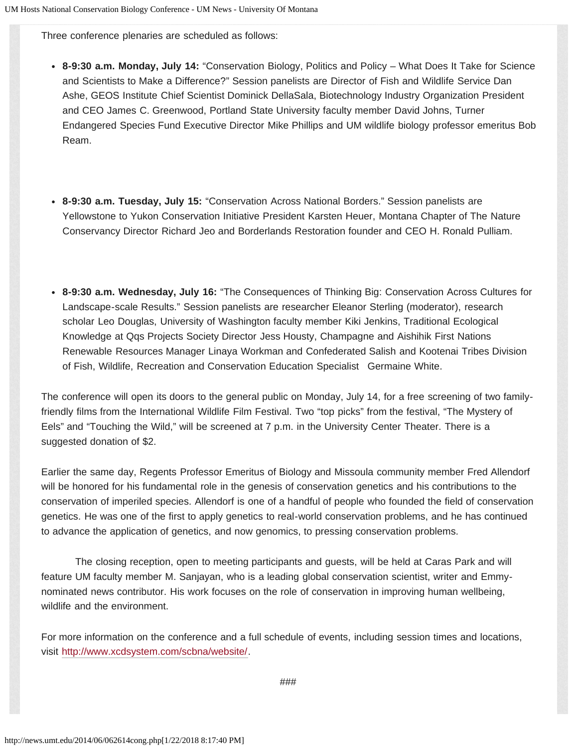Three conference plenaries are scheduled as follows:

- **8-9:30 a.m. Monday, July 14:** "Conservation Biology, Politics and Policy – What Does It Take for Science and Scientists to Make a Difference?" Session panelists are Director of Fish and Wildlife Service Dan Ashe, GEOS Institute Chief Scientist Dominick DellaSala, Biotechnology Industry Organization President and CEO James C. Greenwood, Portland State University faculty member David Johns, Turner Endangered Species Fund Executive Director Mike Phillips and UM wildlife biology professor emeritus Bob Ream.

- **8-9:30 a.m. Tuesday, July 15:** "Conservation Across National Borders." Session panelists are Yellowstone to Yukon Conservation Initiative President Karsten Heuer, Montana Chapter of The Nature Conservancy Director Richard Jeo and Borderlands Restoration founder and CEO H. Ronald Pulliam.

- **8-9:30 a.m. Wednesday, July 16:** "The Consequences of Thinking Big: Conservation Across Cultures for Landscape-scale Results." Session panelists are researcher Eleanor Sterling (moderator), research scholar Leo Douglas, University of Washington faculty member Kiki Jenkins, Traditional Ecological Knowledge at Qqs Projects Society Director Jess Housty, Champagne and Aishihik First Nations Renewable Resources Manager Linaya Workman and Confederated Salish and Kootenai Tribes Division of Fish, Wildlife, Recreation and Conservation Education Specialist Germaine White.

The conference will open its doors to the general public on Monday, July 14, for a free screening of two family-friendly films from the International Wildlife Film Festival. Two "top picks" from the festival, "The Mystery of Eels" and "Touching the Wild," will be screened at 7 p.m. in the University Center Theater. There is a suggested donation of $2.

Earlier the same day, Regents Professor Emeritus of Biology and Missoula community member Fred Allendorf will be honored for his fundamental role in the genesis of conservation genetics and his contributions to the conservation of imperiled species. Allendorf is one of a handful of people who founded the field of conservation genetics. He was one of the first to apply genetics to real-world conservation problems, and he has continued to advance the application of genetics, and now genomics, to pressing conservation problems.

The closing reception, open to meeting participants and guests, will be held at Caras Park and will feature UM faculty member M. Sanjayan, who is a leading global conservation scientist, writer and Emmy-nominated news contributor. His work focuses on the role of conservation in improving human wellbeing, wildlife and the environment.

For more information on the conference and a full schedule of events, including session times and locations, visit http://www.xcdsystem.com/scbna/website/.

###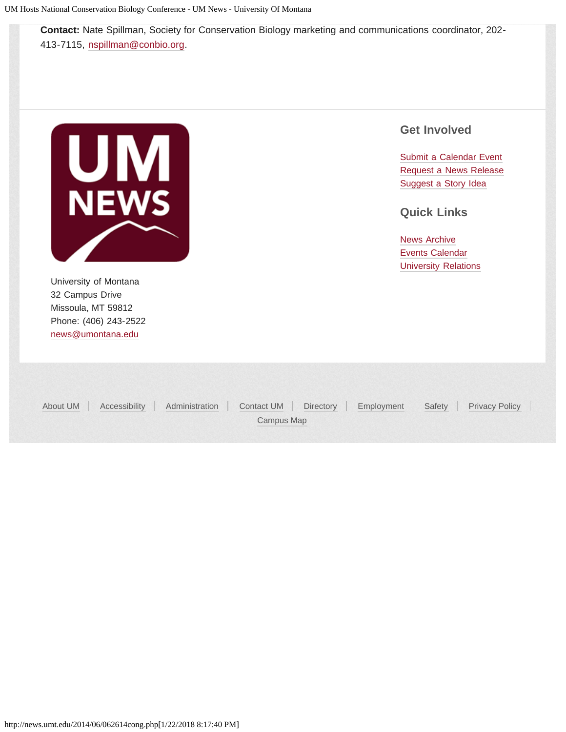**Contact:** Nate Spillman, Society for Conservation Biology marketing and communications coordinator, 202-413-7115, nspillman@conbio.org.

University of Montana
32 Campus Drive
Missoula, MT 59812
Phone: (406) 243-2522
news@umontana.edu

## Get Involved

Submit a Calendar Event
Request a News Release
Suggest a Story Idea

## Quick Links

News Archive
Events Calendar
University Relations

About UM | Accessibility | Administration | Contact UM | Directory | Employment | Safety | Privacy Policy | Campus Map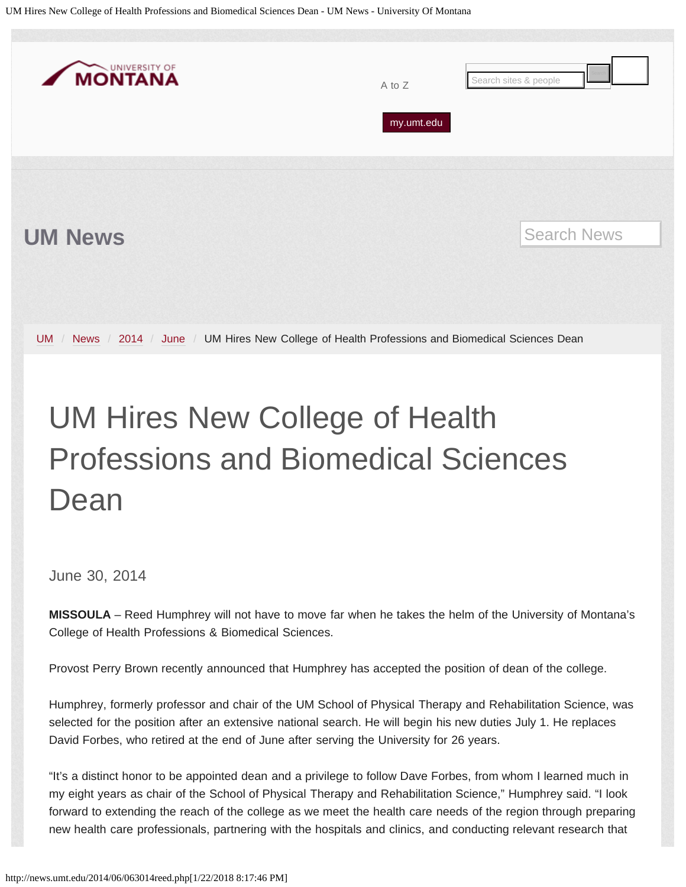UM News

UM / News / 2014 / June / UM Hires New College of Health Professions and Biomedical Sciences Dean

# UM Hires New College of Health Professions and Biomedical Sciences Dean

June 30, 2014

**MISSOULA** – Reed Humphrey will not have to move far when he takes the helm of the University of Montana's College of Health Professions & Biomedical Sciences.

Provost Perry Brown recently announced that Humphrey has accepted the position of dean of the college.

Humphrey, formerly professor and chair of the UM School of Physical Therapy and Rehabilitation Science, was selected for the position after an extensive national search. He will begin his new duties July 1. He replaces David Forbes, who retired at the end of June after serving the University for 26 years.

"It's a distinct honor to be appointed dean and a privilege to follow Dave Forbes, from whom I learned much in my eight years as chair of the School of Physical Therapy and Rehabilitation Science," Humphrey said. "I look forward to extending the reach of the college as we meet the health care needs of the region through preparing new health care professionals, partnering with the hospitals and clinics, and conducting relevant research that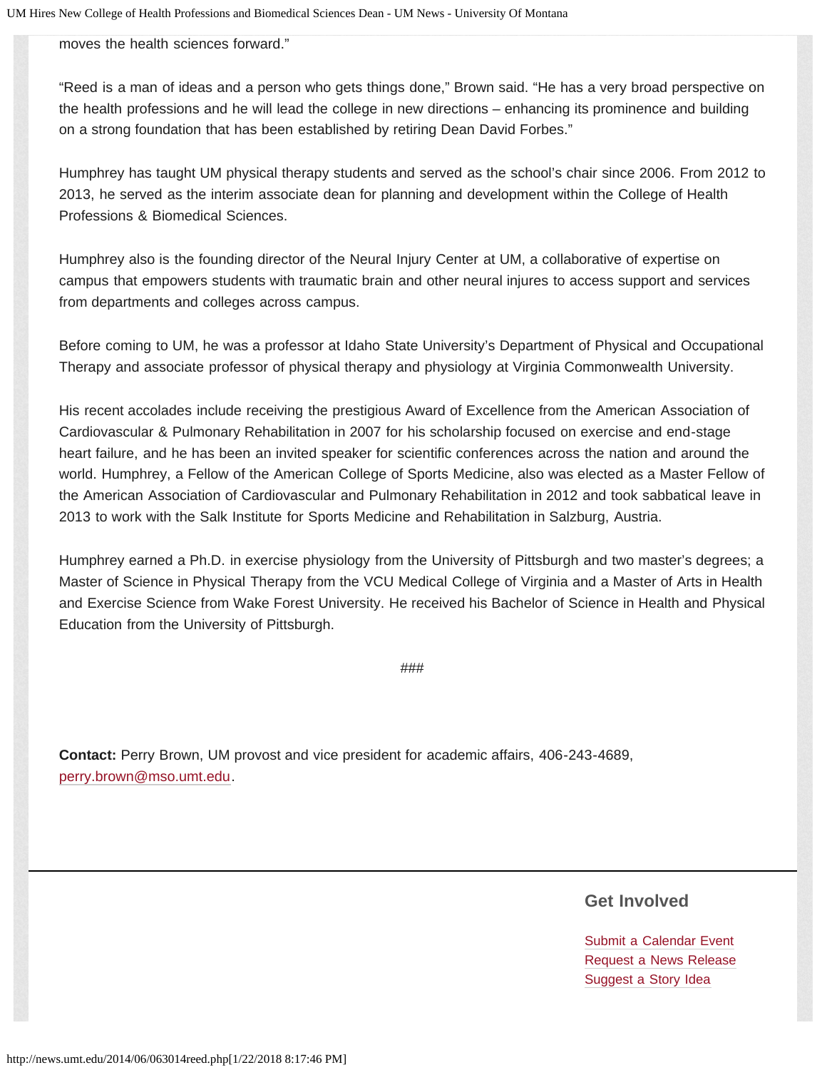moves the health sciences forward."

"Reed is a man of ideas and a person who gets things done," Brown said. "He has a very broad perspective on the health professions and he will lead the college in new directions – enhancing its prominence and building on a strong foundation that has been established by retiring Dean David Forbes."

Humphrey has taught UM physical therapy students and served as the school's chair since 2006. From 2012 to 2013, he served as the interim associate dean for planning and development within the College of Health Professions & Biomedical Sciences.

Humphrey also is the founding director of the Neural Injury Center at UM, a collaborative of expertise on campus that empowers students with traumatic brain and other neural injures to access support and services from departments and colleges across campus.

Before coming to UM, he was a professor at Idaho State University's Department of Physical and Occupational Therapy and associate professor of physical therapy and physiology at Virginia Commonwealth University.

His recent accolades include receiving the prestigious Award of Excellence from the American Association of Cardiovascular & Pulmonary Rehabilitation in 2007 for his scholarship focused on exercise and end-stage heart failure, and he has been an invited speaker for scientific conferences across the nation and around the world. Humphrey, a Fellow of the American College of Sports Medicine, also was elected as a Master Fellow of the American Association of Cardiovascular and Pulmonary Rehabilitation in 2012 and took sabbatical leave in 2013 to work with the Salk Institute for Sports Medicine and Rehabilitation in Salzburg, Austria.

Humphrey earned a Ph.D. in exercise physiology from the University of Pittsburgh and two master's degrees; a Master of Science in Physical Therapy from the VCU Medical College of Virginia and a Master of Arts in Health and Exercise Science from Wake Forest University. He received his Bachelor of Science in Health and Physical Education from the University of Pittsburgh.

###

**Contact:** Perry Brown, UM provost and vice president for academic affairs, 406-243-4689, perry.brown@mso.umt.edu.

## Get Involved

Submit a Calendar Event
Request a News Release
Suggest a Story Idea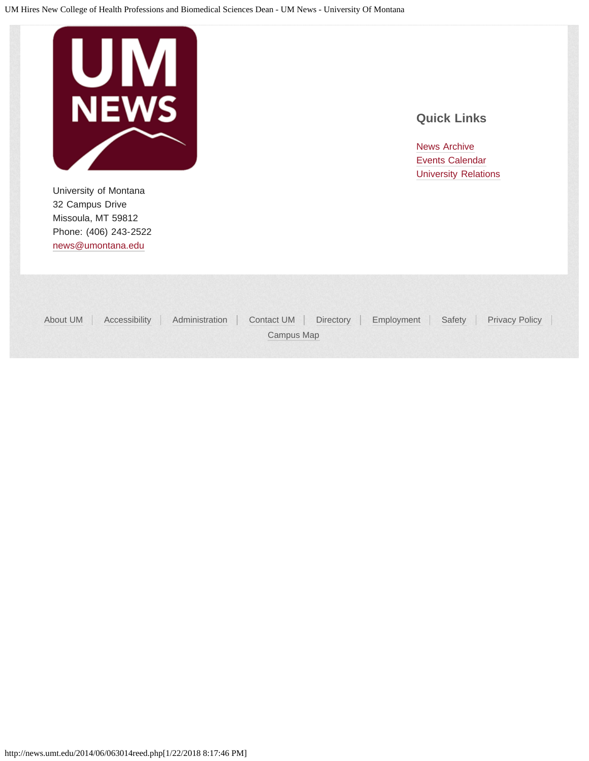University of Montana
32 Campus Drive
Missoula, MT 59812
Phone: (406) 243-2522
news@umontana.edu

## Quick Links

News Archive
Events Calendar
University Relations

About UM | Accessibility | Administration | Contact UM | Directory | Employment | Safety | Privacy Policy | Campus Map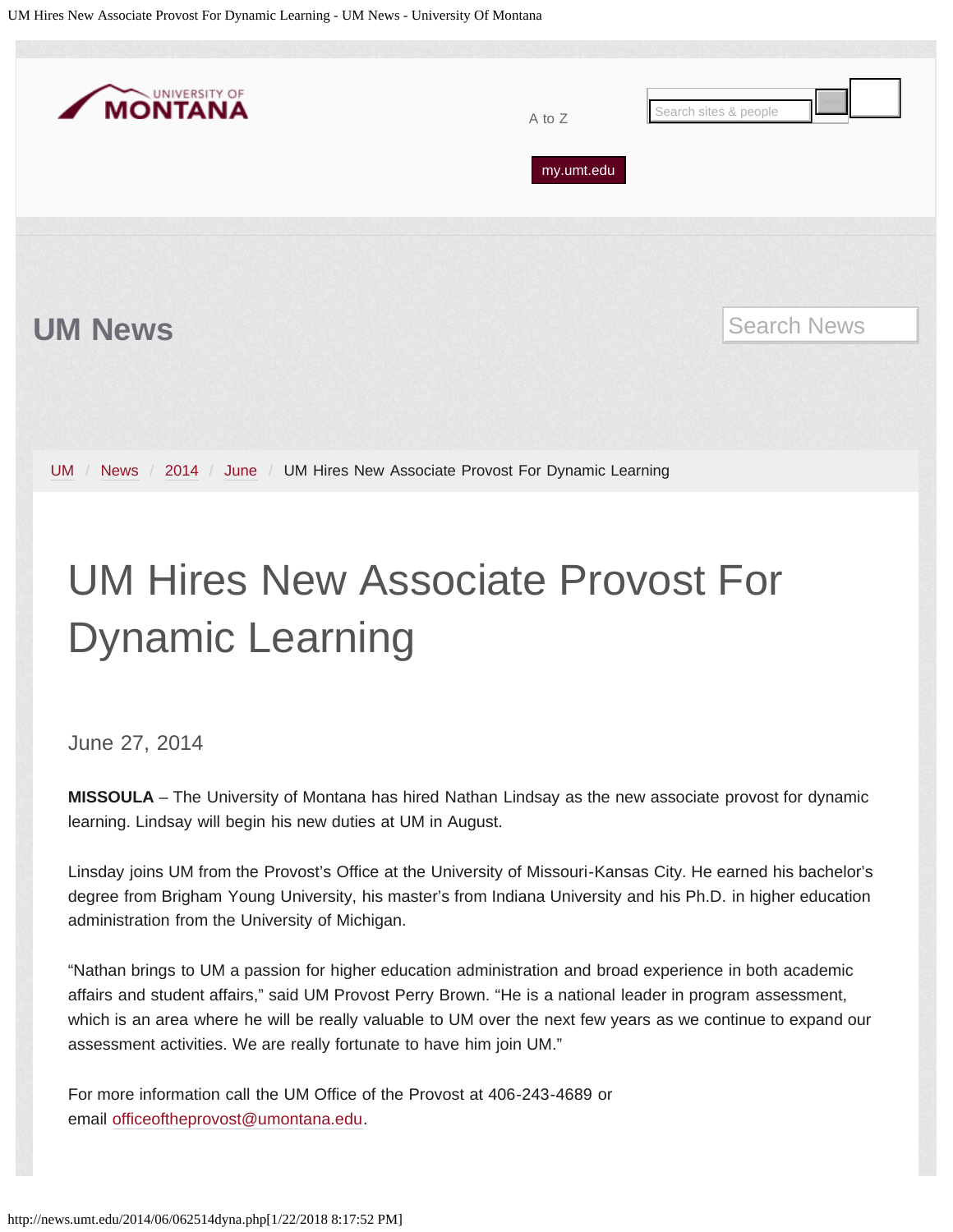UM News

UM / News / 2014 / June / UM Hires New Associate Provost For Dynamic Learning

# UM Hires New Associate Provost For Dynamic Learning

June 27, 2014

**MISSOULA** – The University of Montana has hired Nathan Lindsay as the new associate provost for dynamic learning. Lindsay will begin his new duties at UM in August.

Linsday joins UM from the Provost's Office at the University of Missouri-Kansas City. He earned his bachelor's degree from Brigham Young University, his master's from Indiana University and his Ph.D. in higher education administration from the University of Michigan.

"Nathan brings to UM a passion for higher education administration and broad experience in both academic affairs and student affairs," said UM Provost Perry Brown. "He is a national leader in program assessment, which is an area where he will be really valuable to UM over the next few years as we continue to expand our assessment activities. We are really fortunate to have him join UM."

For more information call the UM Office of the Provost at 406-243-4689 or email officeoftheprovost@umontana.edu.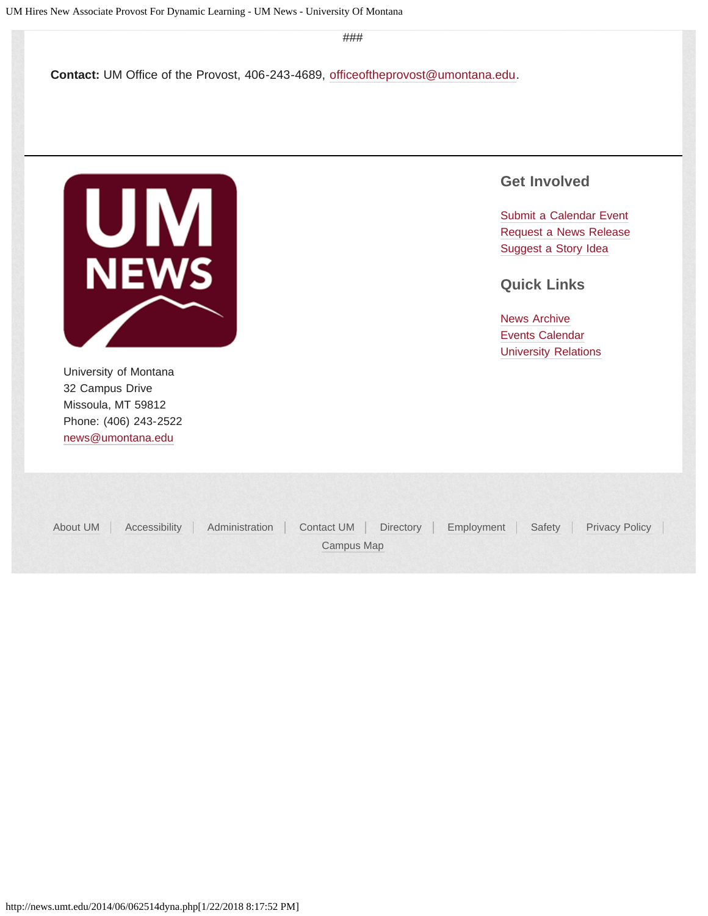###

**Contact:** UM Office of the Provost, 406-243-4689, officeoftheprovost@umontana.edu.

University of Montana
32 Campus Drive
Missoula, MT 59812
Phone: (406) 243-2522
news@umontana.edu

## Get Involved

Submit a Calendar Event
Request a News Release
Suggest a Story Idea

## Quick Links

News Archive
Events Calendar
University Relations

About UM | Accessibility | Administration | Contact UM | Directory | Employment | Safety | Privacy Policy | Campus Map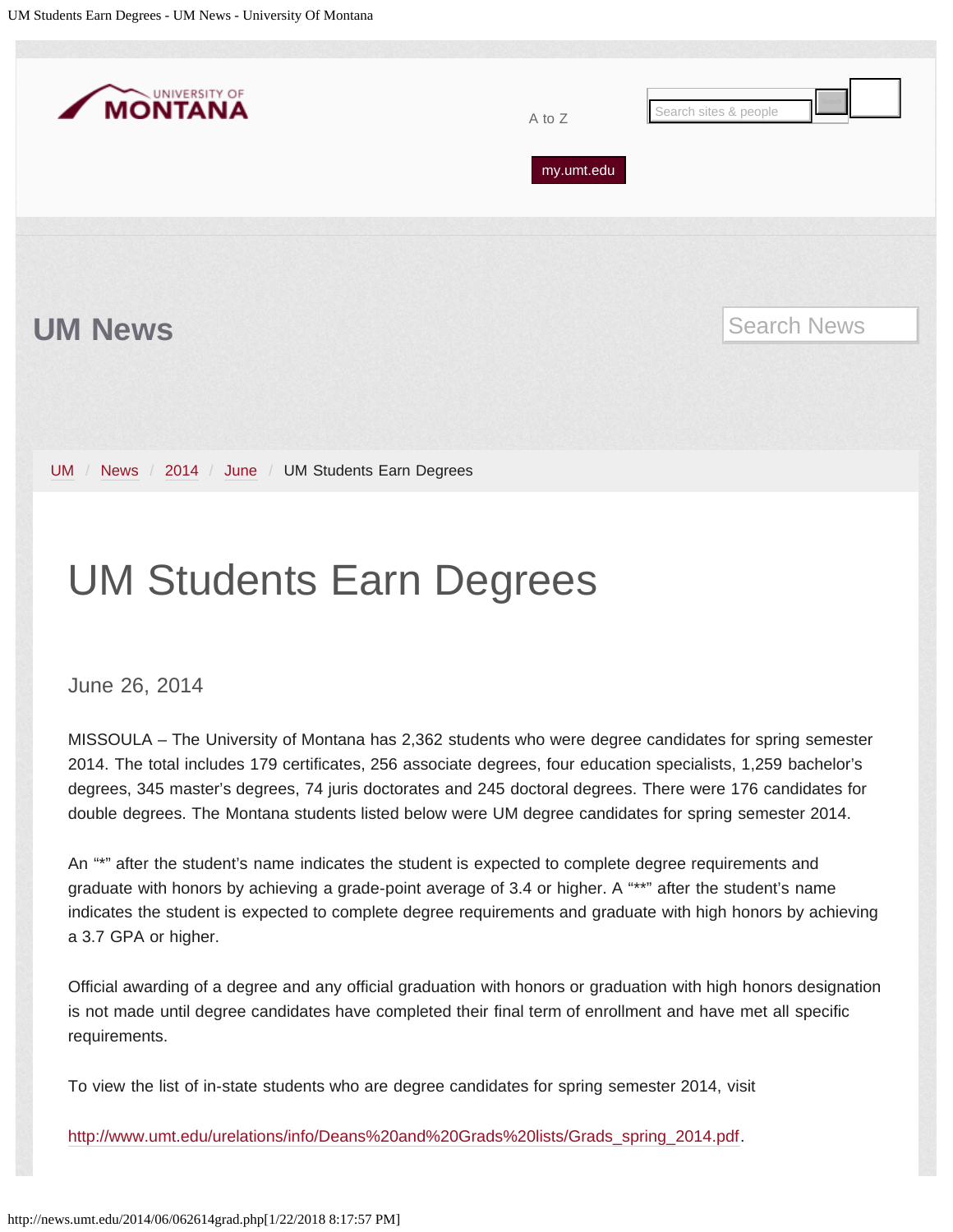# UM Students Earn Degrees

June 26, 2014

MISSOULA – The University of Montana has 2,362 students who were degree candidates for spring semester 2014. The total includes 179 certificates, 256 associate degrees, four education specialists, 1,259 bachelor's degrees, 345 master's degrees, 74 juris doctorates and 245 doctoral degrees. There were 176 candidates for double degrees. The Montana students listed below were UM degree candidates for spring semester 2014.

An "*" after the student's name indicates the student is expected to complete degree requirements and graduate with honors by achieving a grade-point average of 3.4 or higher. A "**" after the student's name indicates the student is expected to complete degree requirements and graduate with high honors by achieving a 3.7 GPA or higher.

Official awarding of a degree and any official graduation with honors or graduation with high honors designation is not made until degree candidates have completed their final term of enrollment and have met all specific requirements.

To view the list of in-state students who are degree candidates for spring semester 2014, visit

http://www.umt.edu/urelations/info/Deans%20and%20Grads%20lists/Grads_spring_2014.pdf.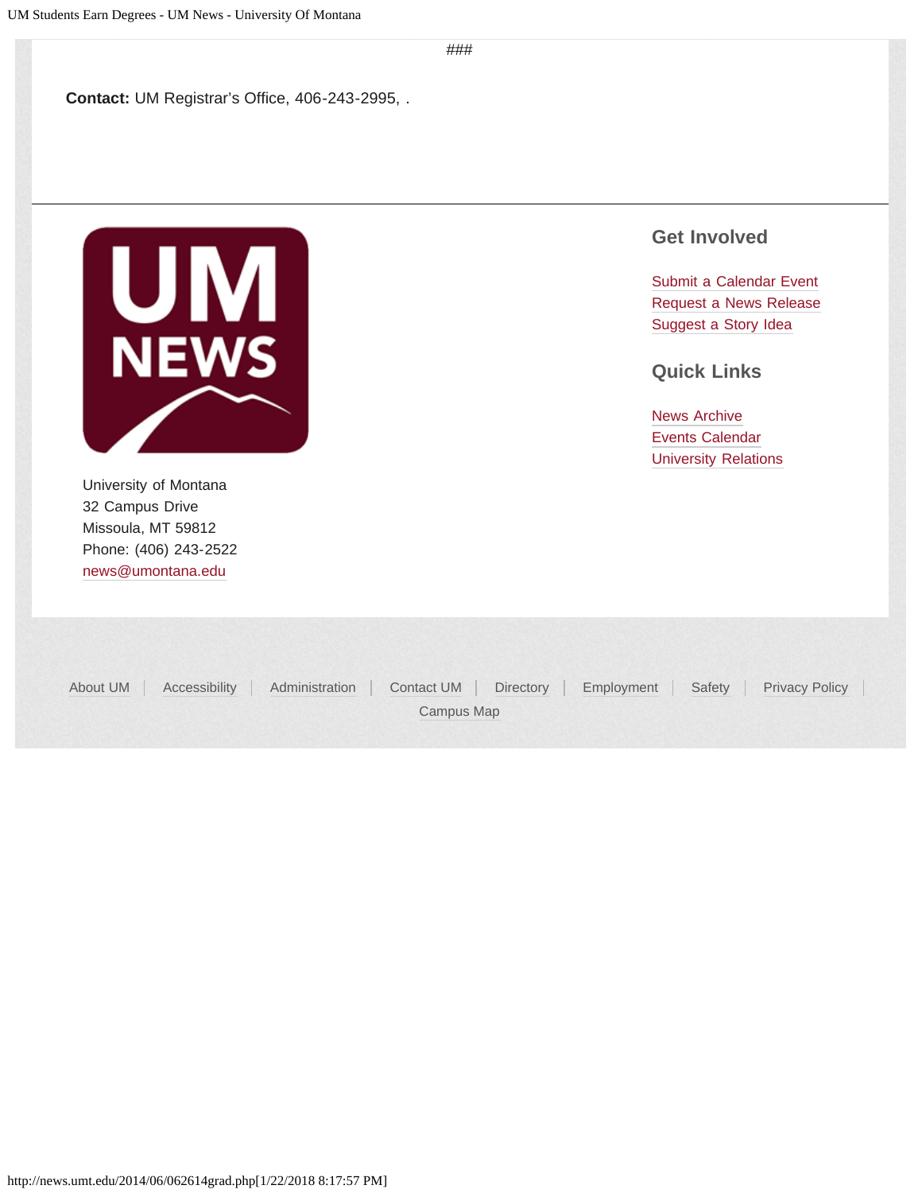###

**Contact:** UM Registrar's Office, 406-243-2995, .

University of Montana
32 Campus Drive
Missoula, MT 59812
Phone: (406) 243-2522
news@umontana.edu

## Get Involved

Submit a Calendar Event
Request a News Release
Suggest a Story Idea

## Quick Links

News Archive
Events Calendar
University Relations

About UM | Accessibility | Administration | Contact UM | Directory | Employment | Safety | Privacy Policy | Campus Map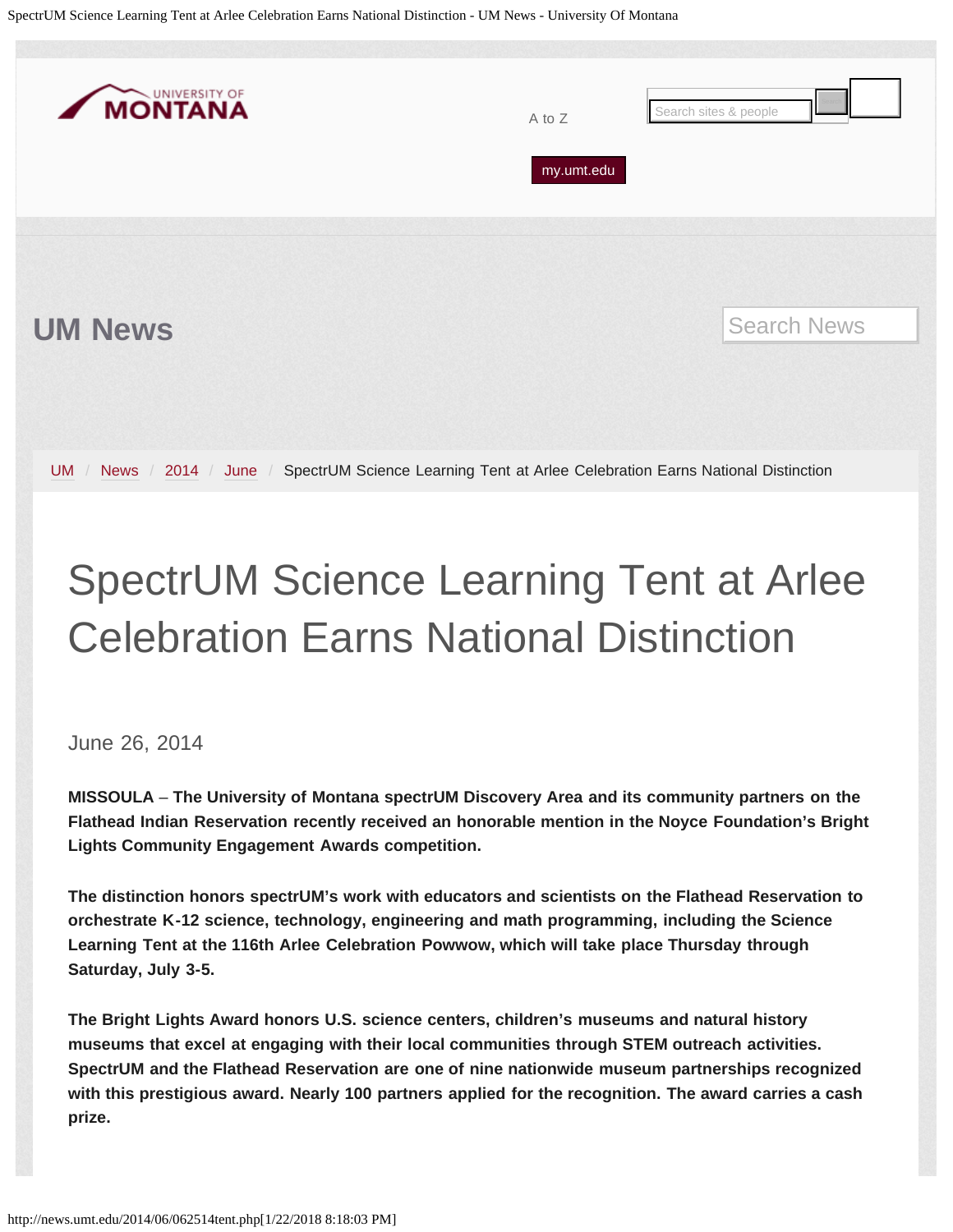UM News

UM / News / 2014 / June / SpectrUM Science Learning Tent at Arlee Celebration Earns National Distinction

# SpectrUM Science Learning Tent at Arlee Celebration Earns National Distinction

June 26, 2014

**MISSOULA – The University of Montana spectrUM Discovery Area and its community partners on the Flathead Indian Reservation recently received an honorable mention in the Noyce Foundation's Bright Lights Community Engagement Awards competition.**

**The distinction honors spectrUM's work with educators and scientists on the Flathead Reservation to orchestrate K-12 science, technology, engineering and math programming, including the Science Learning Tent at the 116th Arlee Celebration Powwow, which will take place Thursday through Saturday, July 3-5.**

**The Bright Lights Award honors U.S. science centers, children's museums and natural history museums that excel at engaging with their local communities through STEM outreach activities. SpectrUM and the Flathead Reservation are one of nine nationwide museum partnerships recognized with this prestigious award. Nearly 100 partners applied for the recognition. The award carries a cash prize.**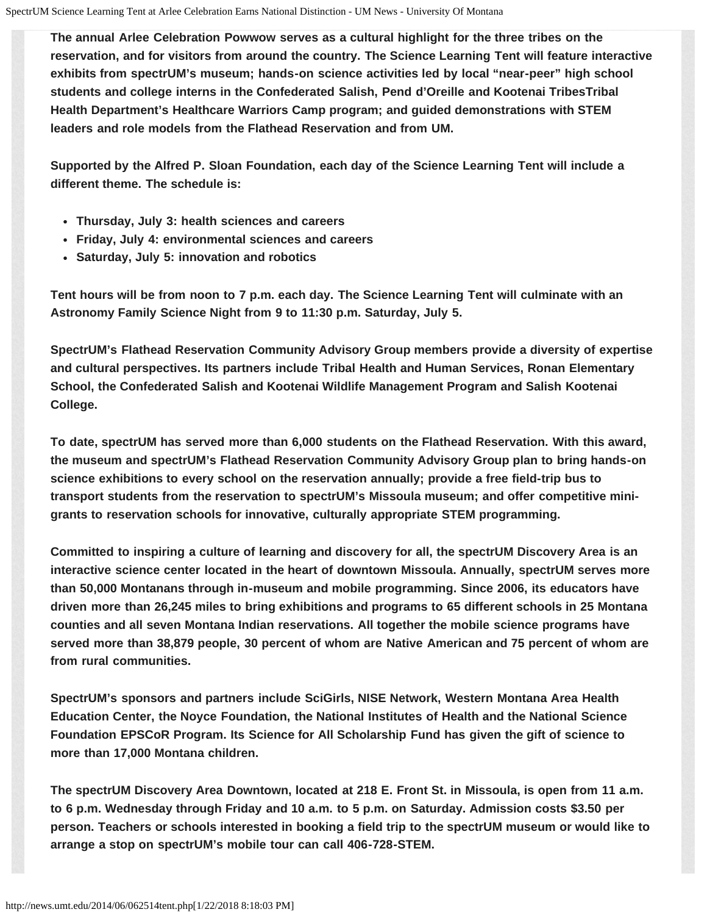The annual Arlee Celebration Powwow serves as a cultural highlight for the three tribes on the reservation, and for visitors from around the country. The Science Learning Tent will feature interactive exhibits from spectrUM's museum; hands-on science activities led by local "near-peer" high school students and college interns in the Confederated Salish, Pend d'Oreille and Kootenai TribesTribal Health Department's Healthcare Warriors Camp program; and guided demonstrations with STEM leaders and role models from the Flathead Reservation and from UM.

Supported by the Alfred P. Sloan Foundation, each day of the Science Learning Tent will include a different theme. The schedule is:

- Thursday, July 3: health sciences and careers
- Friday, July 4: environmental sciences and careers
- Saturday, July 5: innovation and robotics

Tent hours will be from noon to 7 p.m. each day. The Science Learning Tent will culminate with an Astronomy Family Science Night from 9 to 11:30 p.m. Saturday, July 5.

SpectrUM's Flathead Reservation Community Advisory Group members provide a diversity of expertise and cultural perspectives. Its partners include Tribal Health and Human Services, Ronan Elementary School, the Confederated Salish and Kootenai Wildlife Management Program and Salish Kootenai College.

To date, spectrUM has served more than 6,000 students on the Flathead Reservation. With this award, the museum and spectrUM's Flathead Reservation Community Advisory Group plan to bring hands-on science exhibitions to every school on the reservation annually; provide a free field-trip bus to transport students from the reservation to spectrUM's Missoula museum; and offer competitive mini-grants to reservation schools for innovative, culturally appropriate STEM programming.

Committed to inspiring a culture of learning and discovery for all, the spectrUM Discovery Area is an interactive science center located in the heart of downtown Missoula. Annually, spectrUM serves more than 50,000 Montanans through in-museum and mobile programming. Since 2006, its educators have driven more than 26,245 miles to bring exhibitions and programs to 65 different schools in 25 Montana counties and all seven Montana Indian reservations. All together the mobile science programs have served more than 38,879 people, 30 percent of whom are Native American and 75 percent of whom are from rural communities.

SpectrUM's sponsors and partners include SciGirls, NISE Network, Western Montana Area Health Education Center, the Noyce Foundation, the National Institutes of Health and the National Science Foundation EPSCoR Program. Its Science for All Scholarship Fund has given the gift of science to more than 17,000 Montana children.

The spectrUM Discovery Area Downtown, located at 218 E. Front St. in Missoula, is open from 11 a.m. to 6 p.m. Wednesday through Friday and 10 a.m. to 5 p.m. on Saturday. Admission costs $3.50 per person. Teachers or schools interested in booking a field trip to the spectrUM museum or would like to arrange a stop on spectrUM's mobile tour can call 406-728-STEM.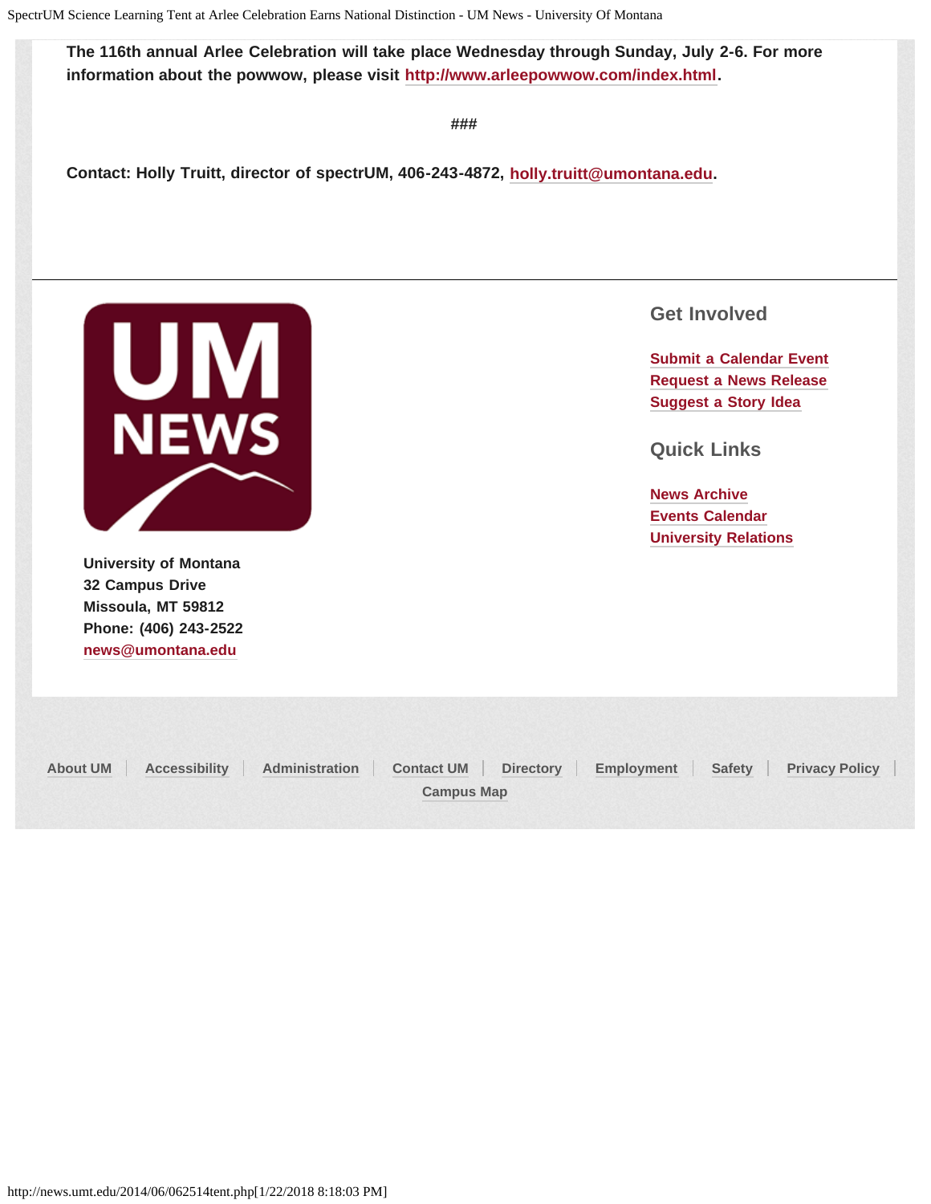**The 116th annual Arlee Celebration will take place Wednesday through Sunday, July 2-6. For more information about the powwow, please visit http://www.arleepowwow.com/index.html.**

###

**Contact: Holly Truitt, director of spectrUM, 406-243-4872, holly.truitt@umontana.edu.**

---

**University of Montana**
**32 Campus Drive**
**Missoula, MT 59812**
**Phone: (406) 243-2522**
**news@umontana.edu**

## Get Involved

**Submit a Calendar Event**
**Request a News Release**
**Suggest a Story Idea**

## Quick Links

**News Archive**
**Events Calendar**
**University Relations**

About UM | Accessibility | Administration | Contact UM | Directory | Employment | Safety | Privacy Policy | Campus Map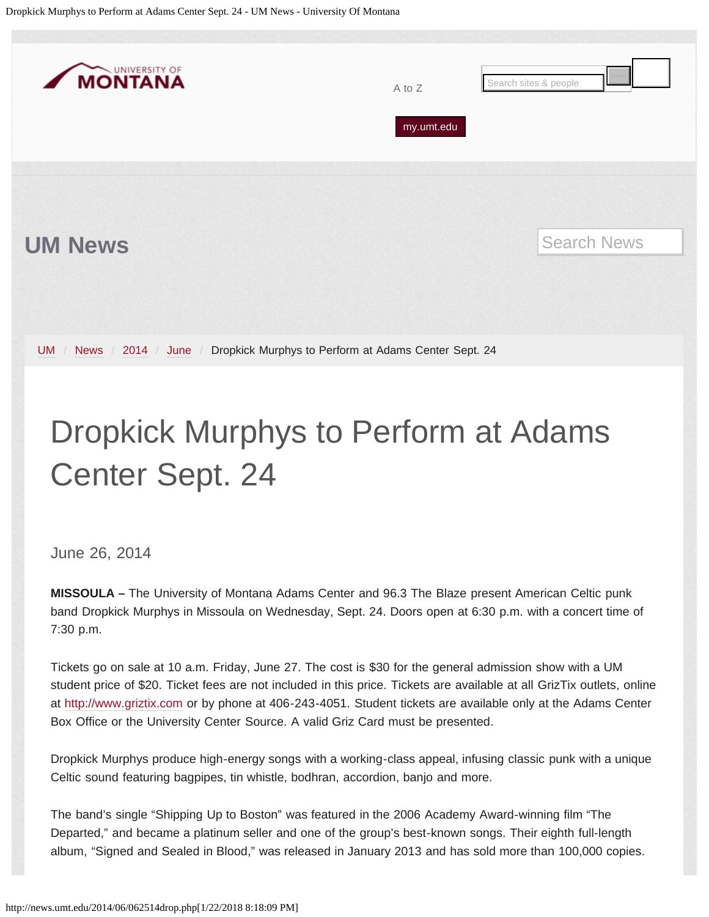UM News

UM / News / 2014 / June / Dropkick Murphys to Perform at Adams Center Sept. 24

# Dropkick Murphys to Perform at Adams Center Sept. 24

June 26, 2014

**MISSOULA –** The University of Montana Adams Center and 96.3 The Blaze present American Celtic punk band Dropkick Murphys in Missoula on Wednesday, Sept. 24. Doors open at 6:30 p.m. with a concert time of 7:30 p.m.

Tickets go on sale at 10 a.m. Friday, June 27. The cost is $30 for the general admission show with a UM student price of $20. Ticket fees are not included in this price. Tickets are available at all GrizTix outlets, online at http://www.griztix.com or by phone at 406-243-4051. Student tickets are available only at the Adams Center Box Office or the University Center Source. A valid Griz Card must be presented.

Dropkick Murphys produce high-energy songs with a working-class appeal, infusing classic punk with a unique Celtic sound featuring bagpipes, tin whistle, bodhran, accordion, banjo and more.

The band's single "Shipping Up to Boston" was featured in the 2006 Academy Award-winning film "The Departed," and became a platinum seller and one of the group's best-known songs. Their eighth full-length album, "Signed and Sealed in Blood," was released in January 2013 and has sold more than 100,000 copies.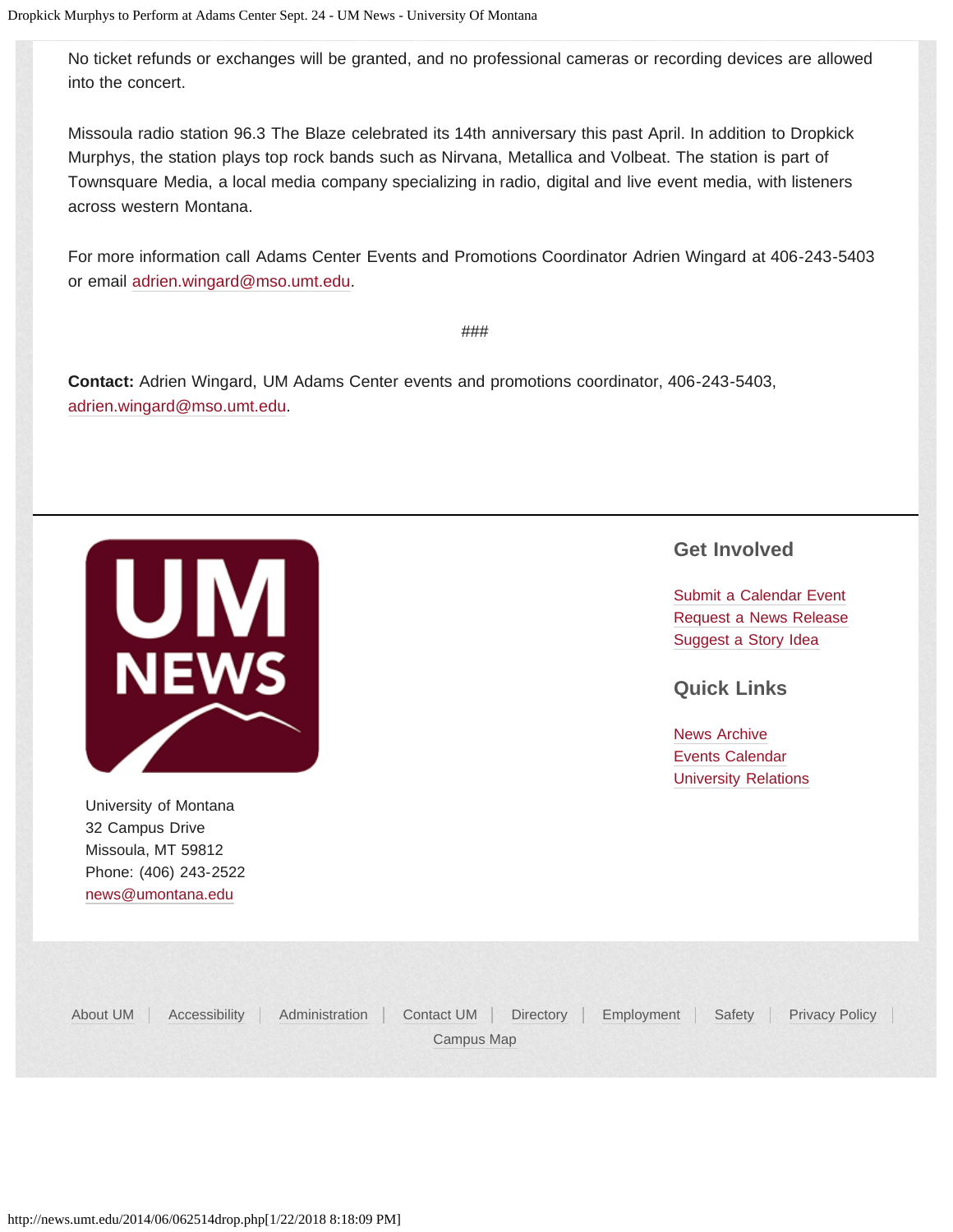No ticket refunds or exchanges will be granted, and no professional cameras or recording devices are allowed into the concert.

Missoula radio station 96.3 The Blaze celebrated its 14th anniversary this past April. In addition to Dropkick Murphys, the station plays top rock bands such as Nirvana, Metallica and Volbeat. The station is part of Townsquare Media, a local media company specializing in radio, digital and live event media, with listeners across western Montana.

For more information call Adams Center Events and Promotions Coordinator Adrien Wingard at 406-243-5403 or email adrien.wingard@mso.umt.edu.

###

**Contact:** Adrien Wingard, UM Adams Center events and promotions coordinator, 406-243-5403, adrien.wingard@mso.umt.edu.

University of Montana
32 Campus Drive
Missoula, MT 59812
Phone: (406) 243-2522
news@umontana.edu

## Get Involved

Submit a Calendar Event
Request a News Release
Suggest a Story Idea

## Quick Links

News Archive
Events Calendar
University Relations

About UM | Accessibility | Administration | Contact UM | Directory | Employment | Safety | Privacy Policy | Campus Map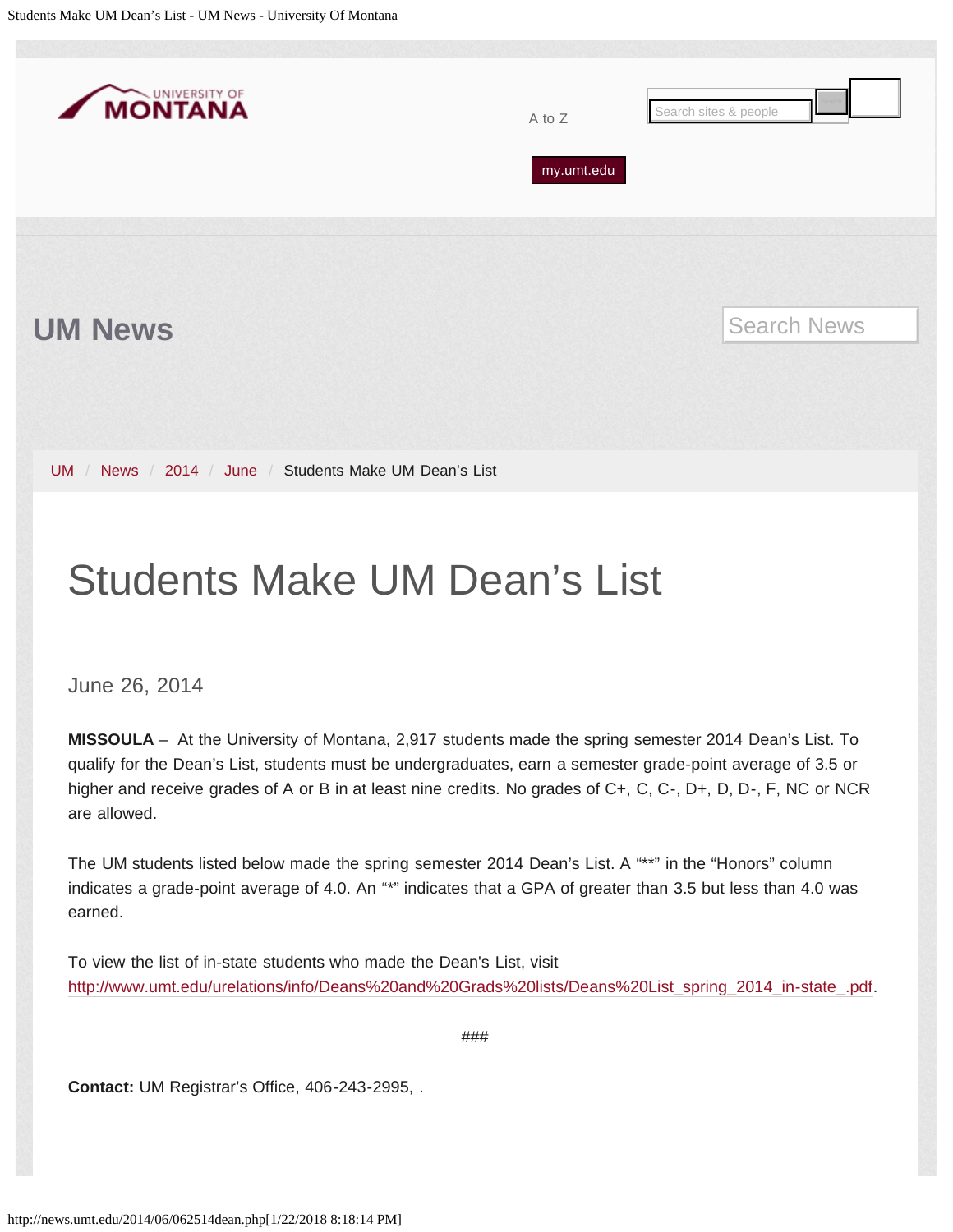UNIVERSITY OF MONTANA

A to Z

my.umt.edu

# UM News

UM / News / 2014 / June / Students Make UM Dean's List

## Students Make UM Dean's List

June 26, 2014

**MISSOULA** – At the University of Montana, 2,917 students made the spring semester 2014 Dean's List. To qualify for the Dean's List, students must be undergraduates, earn a semester grade-point average of 3.5 or higher and receive grades of A or B in at least nine credits. No grades of C+, C, C-, D+, D, D-, F, NC or NCR are allowed.

The UM students listed below made the spring semester 2014 Dean's List. A "**" in the "Honors" column indicates a grade-point average of 4.0. An "*" indicates that a GPA of greater than 3.5 but less than 4.0 was earned.

To view the list of in-state students who made the Dean's List, visit http://www.umt.edu/urelations/info/Deans%20and%20Grads%20lists/Deans%20List_spring_2014_in-state_.pdf.

###

**Contact:** UM Registrar's Office, 406-243-2995, .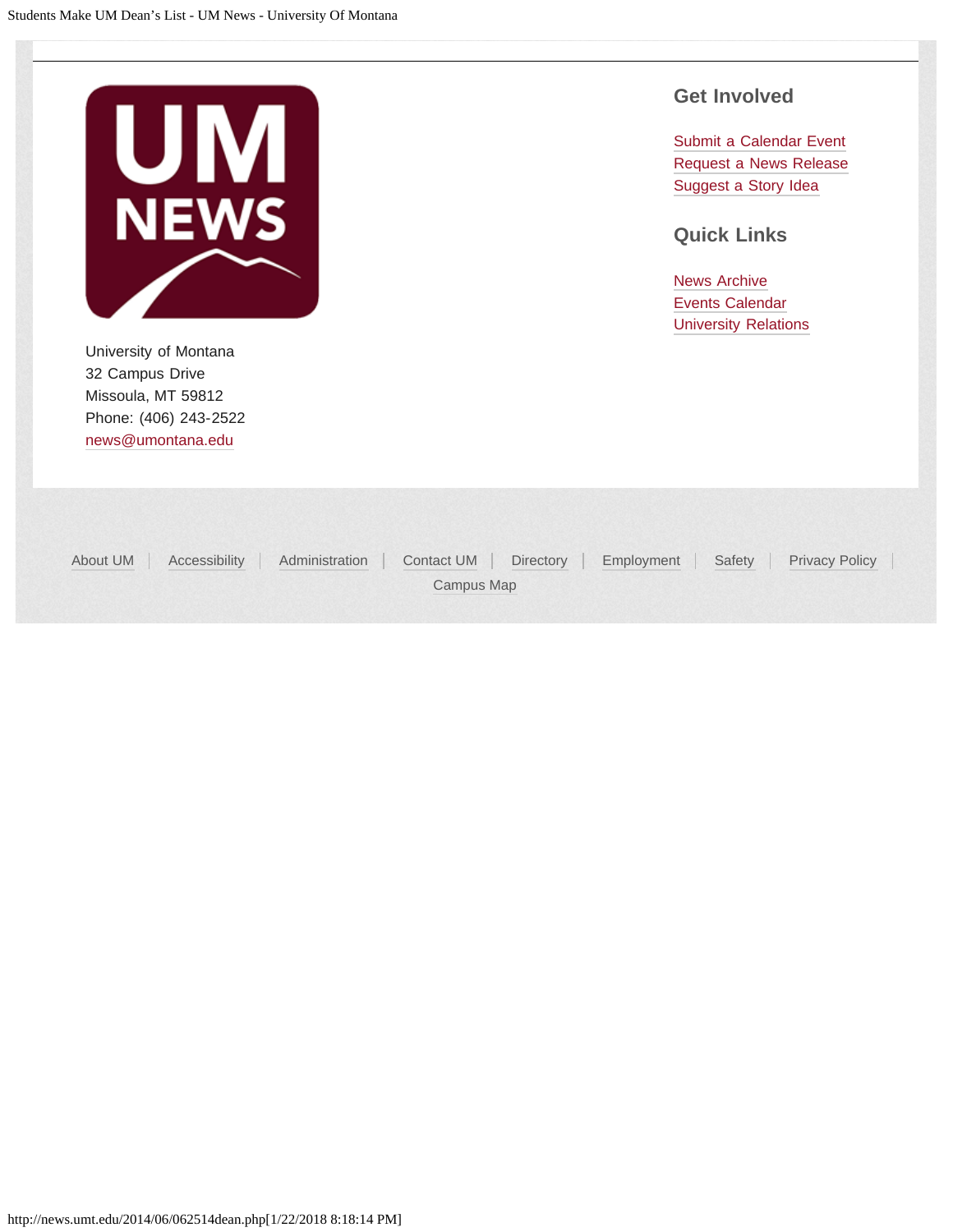University of Montana
32 Campus Drive
Missoula, MT 59812
Phone: (406) 243-2522
news@umontana.edu

## Get Involved

Submit a Calendar Event
Request a News Release
Suggest a Story Idea

## Quick Links

News Archive
Events Calendar
University Relations

About UM | Accessibility | Administration | Contact UM | Directory | Employment | Safety | Privacy Policy | Campus Map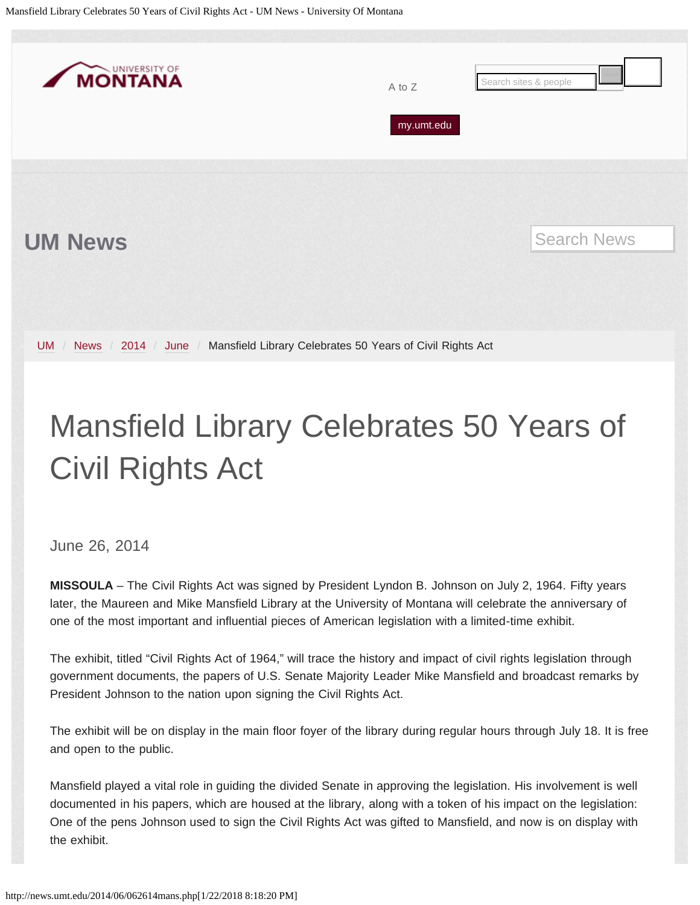# Mansfield Library Celebrates 50 Years of Civil Rights Act

June 26, 2014

**MISSOULA** – The Civil Rights Act was signed by President Lyndon B. Johnson on July 2, 1964. Fifty years later, the Maureen and Mike Mansfield Library at the University of Montana will celebrate the anniversary of one of the most important and influential pieces of American legislation with a limited-time exhibit.

The exhibit, titled "Civil Rights Act of 1964," will trace the history and impact of civil rights legislation through government documents, the papers of U.S. Senate Majority Leader Mike Mansfield and broadcast remarks by President Johnson to the nation upon signing the Civil Rights Act.

The exhibit will be on display in the main floor foyer of the library during regular hours through July 18. It is free and open to the public.

Mansfield played a vital role in guiding the divided Senate in approving the legislation. His involvement is well documented in his papers, which are housed at the library, along with a token of his impact on the legislation: One of the pens Johnson used to sign the Civil Rights Act was gifted to Mansfield, and now is on display with the exhibit.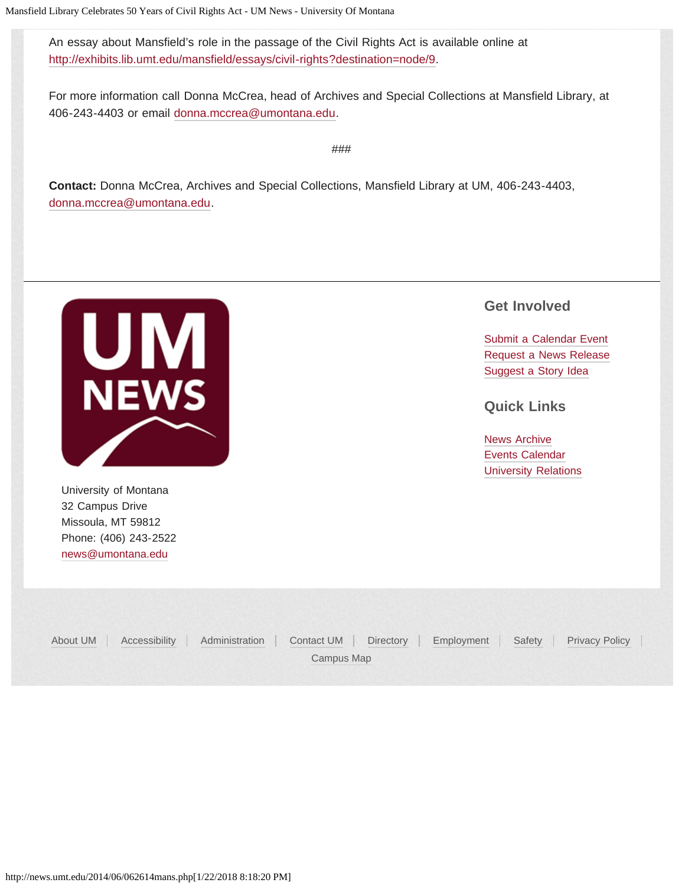An essay about Mansfield's role in the passage of the Civil Rights Act is available online at http://exhibits.lib.umt.edu/mansfield/essays/civil-rights?destination=node/9.

For more information call Donna McCrea, head of Archives and Special Collections at Mansfield Library, at 406-243-4403 or email donna.mccrea@umontana.edu.

###

**Contact:** Donna McCrea, Archives and Special Collections, Mansfield Library at UM, 406-243-4403, donna.mccrea@umontana.edu.

University of Montana
32 Campus Drive
Missoula, MT 59812
Phone: (406) 243-2522
news@umontana.edu

## Get Involved

Submit a Calendar Event
Request a News Release
Suggest a Story Idea

## Quick Links

News Archive
Events Calendar
University Relations

About UM | Accessibility | Administration | Contact UM | Directory | Employment | Safety | Privacy Policy | Campus Map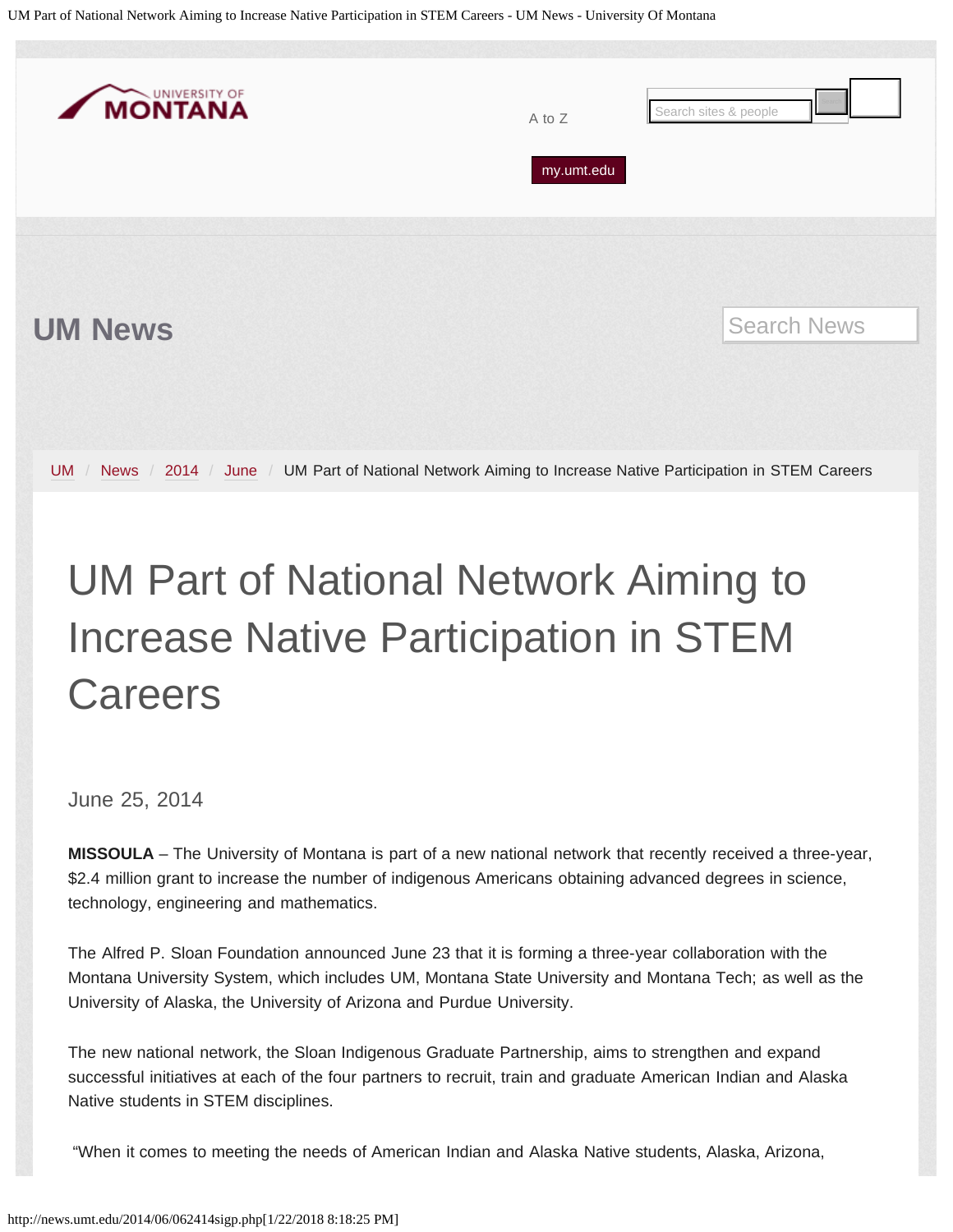UM News

UM / News / 2014 / June / UM Part of National Network Aiming to Increase Native Participation in STEM Careers

# UM Part of National Network Aiming to Increase Native Participation in STEM Careers

June 25, 2014

**MISSOULA** – The University of Montana is part of a new national network that recently received a three-year, $2.4 million grant to increase the number of indigenous Americans obtaining advanced degrees in science, technology, engineering and mathematics.

The Alfred P. Sloan Foundation announced June 23 that it is forming a three-year collaboration with the Montana University System, which includes UM, Montana State University and Montana Tech; as well as the University of Alaska, the University of Arizona and Purdue University.

The new national network, the Sloan Indigenous Graduate Partnership, aims to strengthen and expand successful initiatives at each of the four partners to recruit, train and graduate American Indian and Alaska Native students in STEM disciplines.

"When it comes to meeting the needs of American Indian and Alaska Native students, Alaska, Arizona,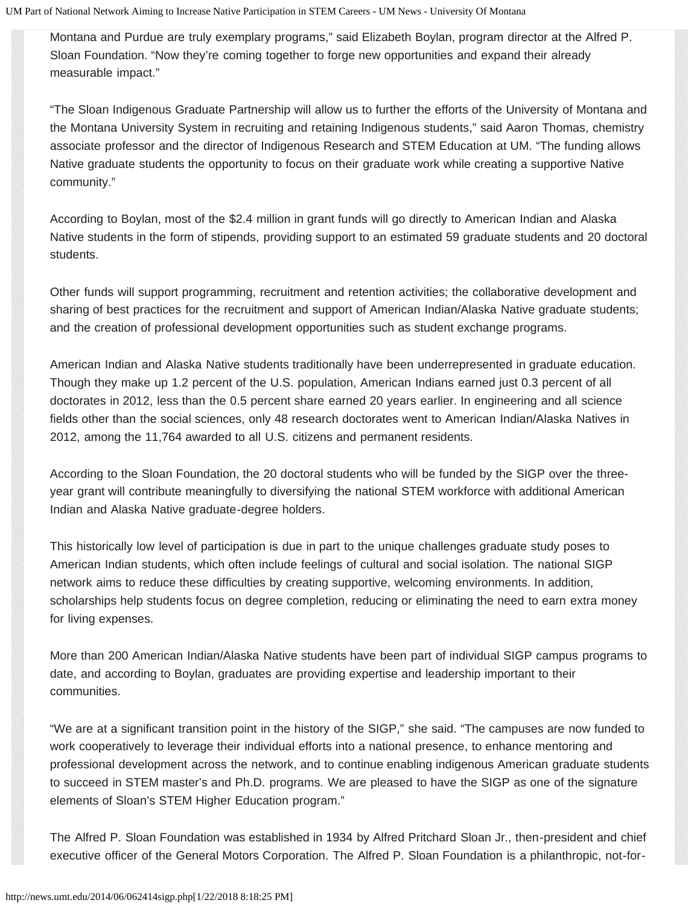Montana and Purdue are truly exemplary programs," said Elizabeth Boylan, program director at the Alfred P. Sloan Foundation. "Now they're coming together to forge new opportunities and expand their already measurable impact."

"The Sloan Indigenous Graduate Partnership will allow us to further the efforts of the University of Montana and the Montana University System in recruiting and retaining Indigenous students," said Aaron Thomas, chemistry associate professor and the director of Indigenous Research and STEM Education at UM. "The funding allows Native graduate students the opportunity to focus on their graduate work while creating a supportive Native community."

According to Boylan, most of the $2.4 million in grant funds will go directly to American Indian and Alaska Native students in the form of stipends, providing support to an estimated 59 graduate students and 20 doctoral students.

Other funds will support programming, recruitment and retention activities; the collaborative development and sharing of best practices for the recruitment and support of American Indian/Alaska Native graduate students; and the creation of professional development opportunities such as student exchange programs.

American Indian and Alaska Native students traditionally have been underrepresented in graduate education. Though they make up 1.2 percent of the U.S. population, American Indians earned just 0.3 percent of all doctorates in 2012, less than the 0.5 percent share earned 20 years earlier. In engineering and all science fields other than the social sciences, only 48 research doctorates went to American Indian/Alaska Natives in 2012, among the 11,764 awarded to all U.S. citizens and permanent residents.

According to the Sloan Foundation, the 20 doctoral students who will be funded by the SIGP over the three-year grant will contribute meaningfully to diversifying the national STEM workforce with additional American Indian and Alaska Native graduate-degree holders.

This historically low level of participation is due in part to the unique challenges graduate study poses to American Indian students, which often include feelings of cultural and social isolation. The national SIGP network aims to reduce these difficulties by creating supportive, welcoming environments. In addition, scholarships help students focus on degree completion, reducing or eliminating the need to earn extra money for living expenses.

More than 200 American Indian/Alaska Native students have been part of individual SIGP campus programs to date, and according to Boylan, graduates are providing expertise and leadership important to their communities.

"We are at a significant transition point in the history of the SIGP," she said. "The campuses are now funded to work cooperatively to leverage their individual efforts into a national presence, to enhance mentoring and professional development across the network, and to continue enabling indigenous American graduate students to succeed in STEM master's and Ph.D. programs. We are pleased to have the SIGP as one of the signature elements of Sloan's STEM Higher Education program."

The Alfred P. Sloan Foundation was established in 1934 by Alfred Pritchard Sloan Jr., then-president and chief executive officer of the General Motors Corporation. The Alfred P. Sloan Foundation is a philanthropic, not-for-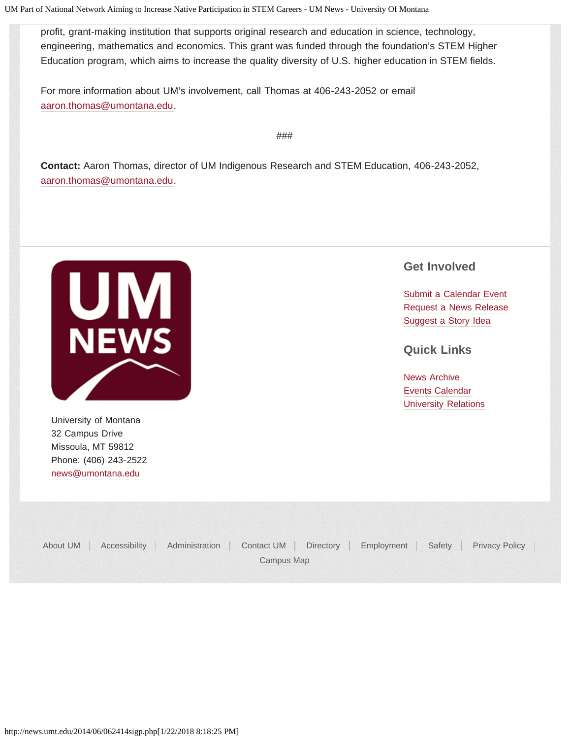profit, grant-making institution that supports original research and education in science, technology, engineering, mathematics and economics. This grant was funded through the foundation's STEM Higher Education program, which aims to increase the quality diversity of U.S. higher education in STEM fields.

For more information about UM's involvement, call Thomas at 406-243-2052 or email aaron.thomas@umontana.edu.

###

**Contact:** Aaron Thomas, director of UM Indigenous Research and STEM Education, 406-243-2052, aaron.thomas@umontana.edu.

University of Montana
32 Campus Drive
Missoula, MT 59812
Phone: (406) 243-2522
news@umontana.edu

## Get Involved

Submit a Calendar Event
Request a News Release
Suggest a Story Idea

## Quick Links

News Archive
Events Calendar
University Relations

About UM | Accessibility | Administration | Contact UM | Directory | Employment | Safety | Privacy Policy | Campus Map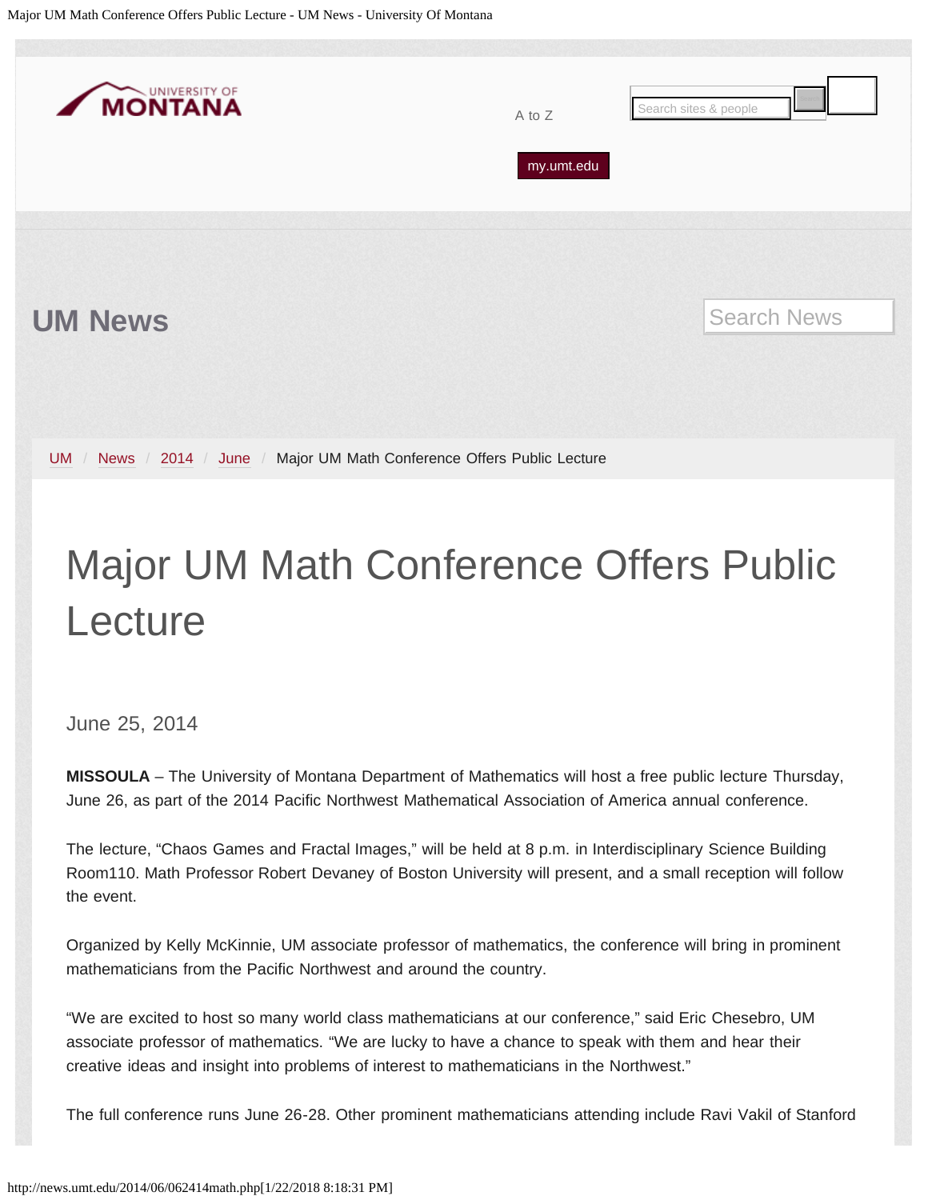UM News

UM / News / 2014 / June / Major UM Math Conference Offers Public Lecture

# Major UM Math Conference Offers Public Lecture

June 25, 2014

**MISSOULA** – The University of Montana Department of Mathematics will host a free public lecture Thursday, June 26, as part of the 2014 Pacific Northwest Mathematical Association of America annual conference.

The lecture, "Chaos Games and Fractal Images," will be held at 8 p.m. in Interdisciplinary Science Building Room110. Math Professor Robert Devaney of Boston University will present, and a small reception will follow the event.

Organized by Kelly McKinnie, UM associate professor of mathematics, the conference will bring in prominent mathematicians from the Pacific Northwest and around the country.

"We are excited to host so many world class mathematicians at our conference," said Eric Chesebro, UM associate professor of mathematics. "We are lucky to have a chance to speak with them and hear their creative ideas and insight into problems of interest to mathematicians in the Northwest."

The full conference runs June 26-28. Other prominent mathematicians attending include Ravi Vakil of Stanford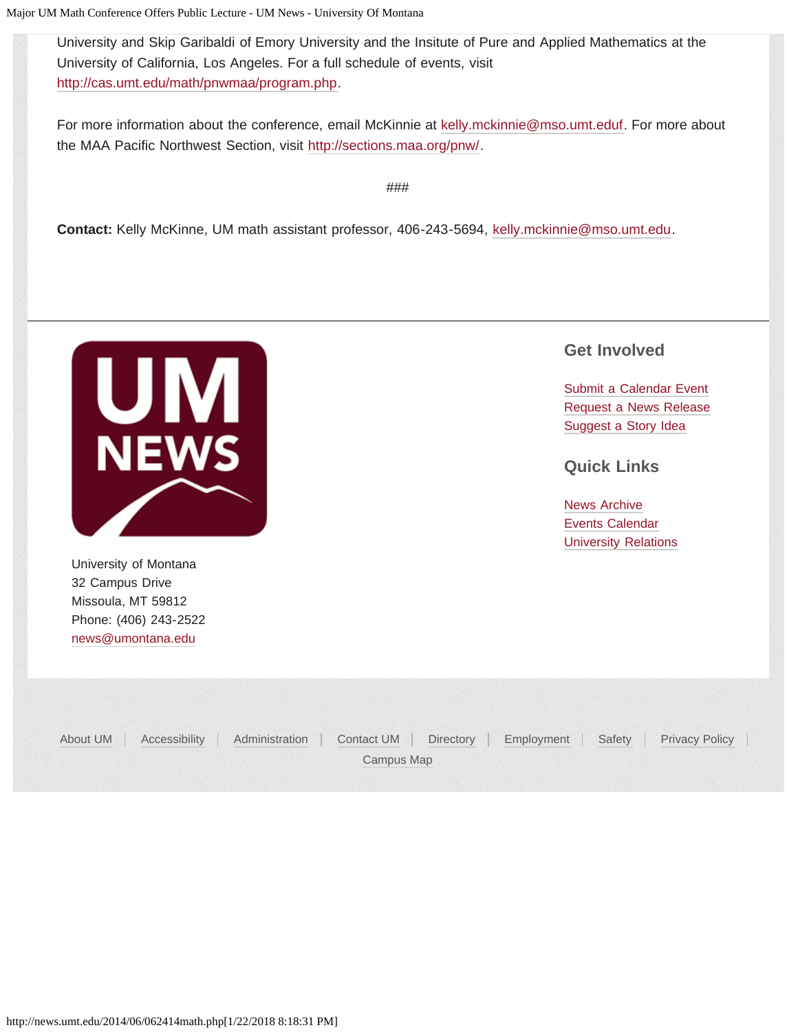University and Skip Garibaldi of Emory University and the Insitute of Pure and Applied Mathematics at the University of California, Los Angeles. For a full schedule of events, visit http://cas.umt.edu/math/pnwmaa/program.php.

For more information about the conference, email McKinnie at kelly.mckinnie@mso.umt.eduf. For more about the MAA Pacific Northwest Section, visit http://sections.maa.org/pnw/.

###

**Contact:** Kelly McKinne, UM math assistant professor, 406-243-5694, kelly.mckinnie@mso.umt.edu.

University of Montana
32 Campus Drive
Missoula, MT 59812
Phone: (406) 243-2522
news@umontana.edu

## Get Involved

Submit a Calendar Event
Request a News Release
Suggest a Story Idea

## Quick Links

News Archive
Events Calendar
University Relations

About UM | Accessibility | Administration | Contact UM | Directory | Employment | Safety | Privacy Policy | Campus Map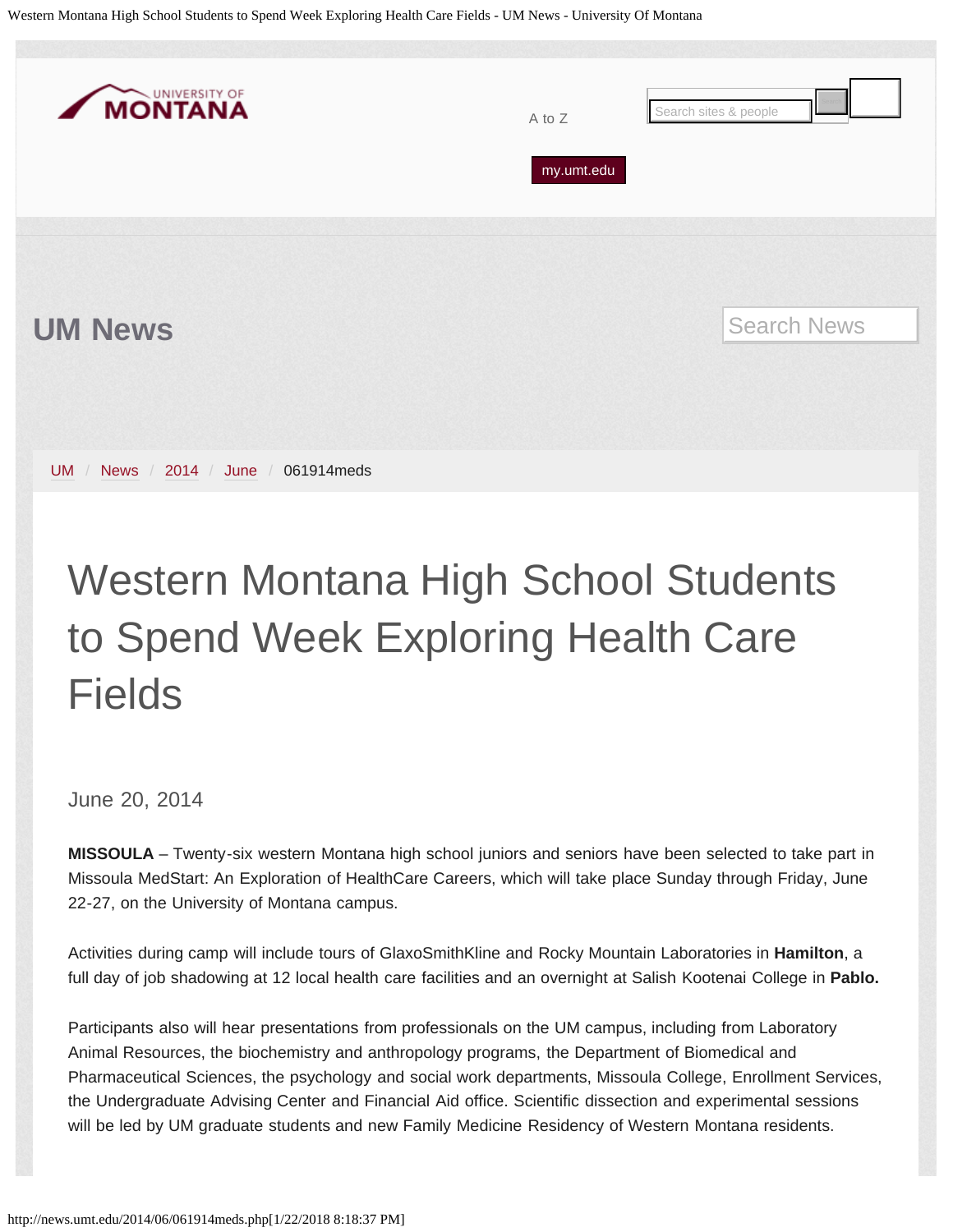UNIVERSITY OF MONTANA

A to Z

my.umt.edu

## UM News

UM / News / 2014 / June / 061914meds

# Western Montana High School Students to Spend Week Exploring Health Care Fields

June 20, 2014

**MISSOULA** – Twenty-six western Montana high school juniors and seniors have been selected to take part in Missoula MedStart: An Exploration of HealthCare Careers, which will take place Sunday through Friday, June 22-27, on the University of Montana campus.

Activities during camp will include tours of GlaxoSmithKline and Rocky Mountain Laboratories in **Hamilton**, a full day of job shadowing at 12 local health care facilities and an overnight at Salish Kootenai College in **Pablo.**

Participants also will hear presentations from professionals on the UM campus, including from Laboratory Animal Resources, the biochemistry and anthropology programs, the Department of Biomedical and Pharmaceutical Sciences, the psychology and social work departments, Missoula College, Enrollment Services, the Undergraduate Advising Center and Financial Aid office. Scientific dissection and experimental sessions will be led by UM graduate students and new Family Medicine Residency of Western Montana residents.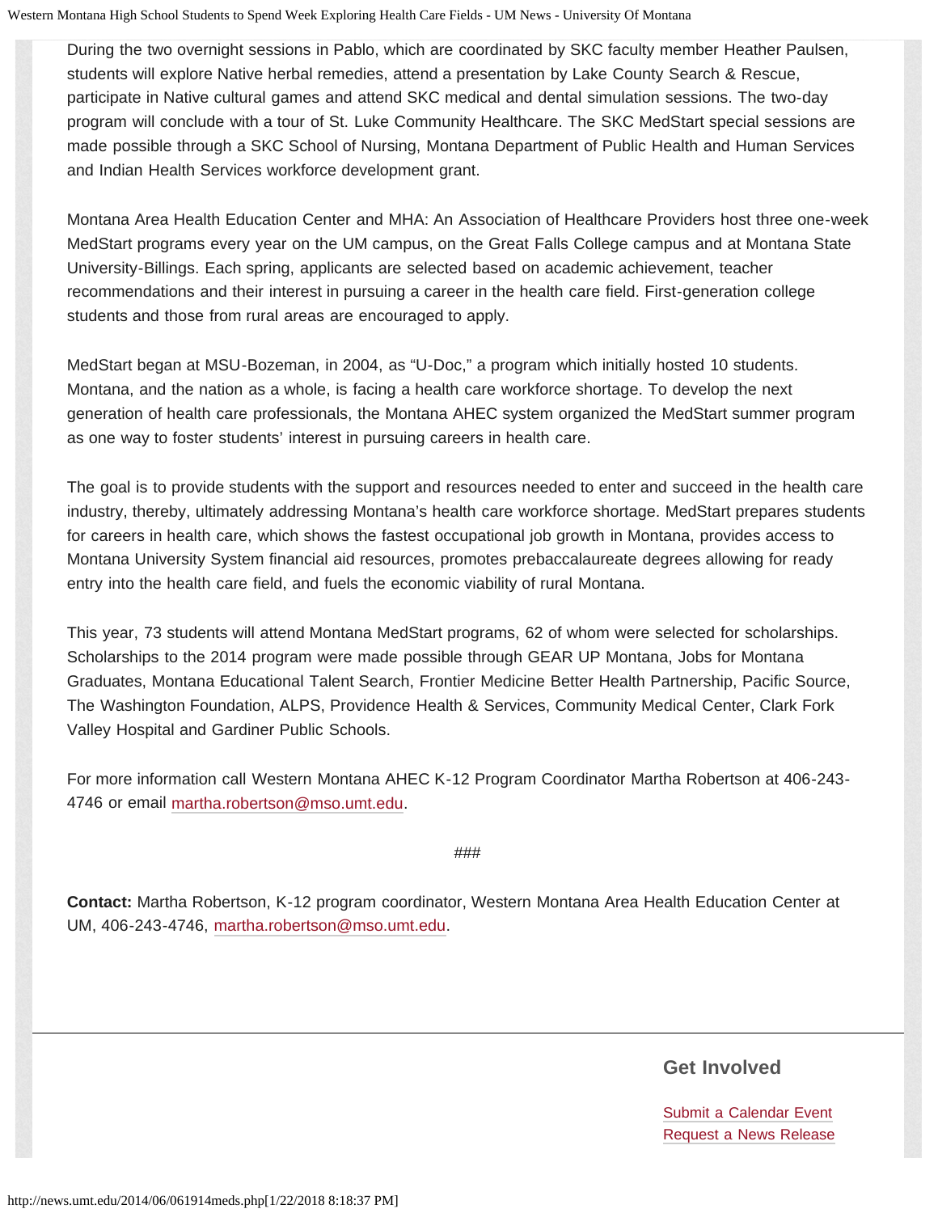During the two overnight sessions in Pablo, which are coordinated by SKC faculty member Heather Paulsen, students will explore Native herbal remedies, attend a presentation by Lake County Search & Rescue, participate in Native cultural games and attend SKC medical and dental simulation sessions. The two-day program will conclude with a tour of St. Luke Community Healthcare. The SKC MedStart special sessions are made possible through a SKC School of Nursing, Montana Department of Public Health and Human Services and Indian Health Services workforce development grant.

Montana Area Health Education Center and MHA: An Association of Healthcare Providers host three one-week MedStart programs every year on the UM campus, on the Great Falls College campus and at Montana State University-Billings. Each spring, applicants are selected based on academic achievement, teacher recommendations and their interest in pursuing a career in the health care field. First-generation college students and those from rural areas are encouraged to apply.

MedStart began at MSU-Bozeman, in 2004, as “U-Doc,” a program which initially hosted 10 students. Montana, and the nation as a whole, is facing a health care workforce shortage. To develop the next generation of health care professionals, the Montana AHEC system organized the MedStart summer program as one way to foster students’ interest in pursuing careers in health care.

The goal is to provide students with the support and resources needed to enter and succeed in the health care industry, thereby, ultimately addressing Montana’s health care workforce shortage. MedStart prepares students for careers in health care, which shows the fastest occupational job growth in Montana, provides access to Montana University System financial aid resources, promotes prebaccalaureate degrees allowing for ready entry into the health care field, and fuels the economic viability of rural Montana.

This year, 73 students will attend Montana MedStart programs, 62 of whom were selected for scholarships. Scholarships to the 2014 program were made possible through GEAR UP Montana, Jobs for Montana Graduates, Montana Educational Talent Search, Frontier Medicine Better Health Partnership, Pacific Source, The Washington Foundation, ALPS, Providence Health & Services, Community Medical Center, Clark Fork Valley Hospital and Gardiner Public Schools.

For more information call Western Montana AHEC K-12 Program Coordinator Martha Robertson at 406-243-4746 or email martha.robertson@mso.umt.edu.

###

**Contact:** Martha Robertson, K-12 program coordinator, Western Montana Area Health Education Center at UM, 406-243-4746, martha.robertson@mso.umt.edu.

## Get Involved

Submit a Calendar Event
Request a News Release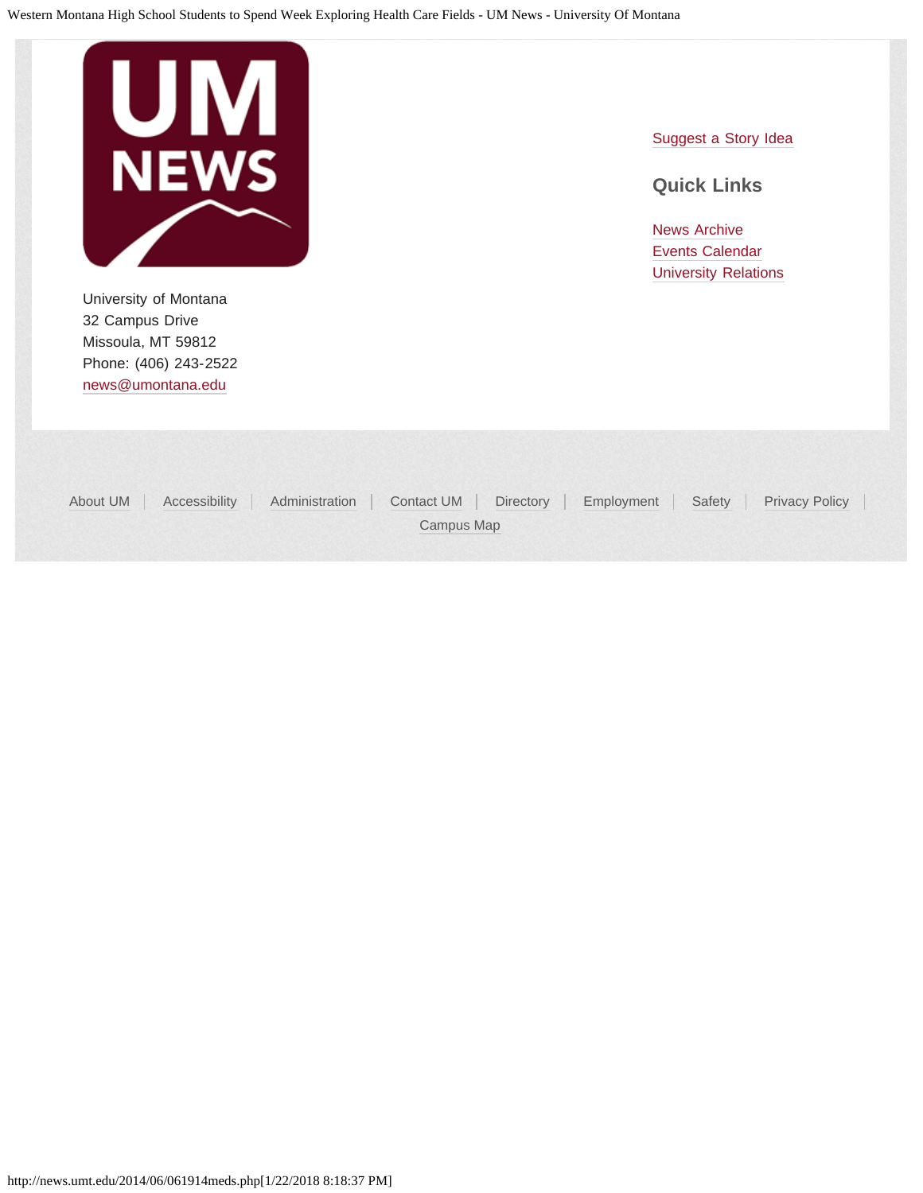University of Montana
32 Campus Drive
Missoula, MT 59812
Phone: (406) 243-2522
news@umontana.edu

Suggest a Story Idea

### Quick Links

News Archive
Events Calendar
University Relations

About UM | Accessibility | Administration | Contact UM | Directory | Employment | Safety | Privacy Policy | Campus Map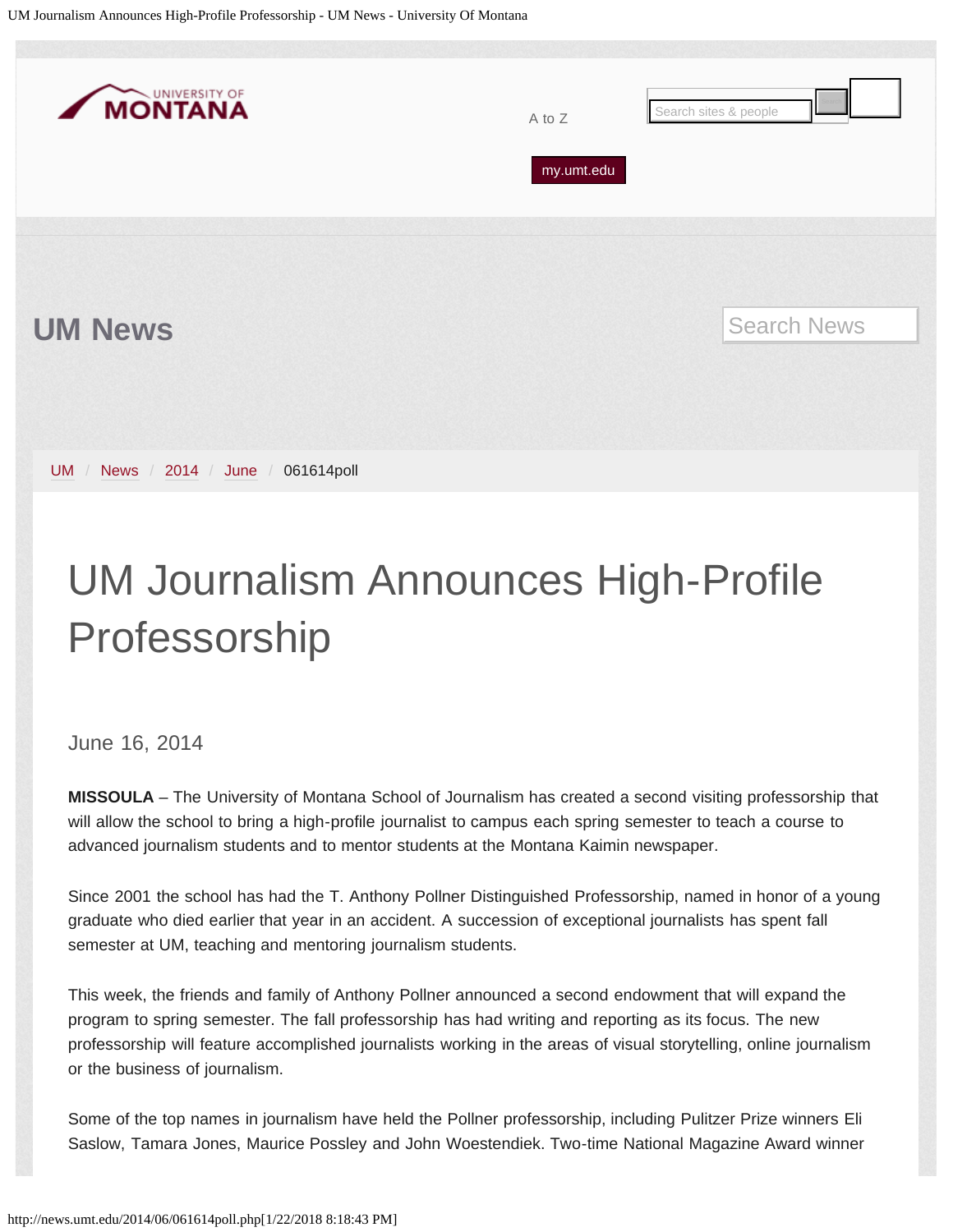UM News

UM / News / 2014 / June / 061614poll

# UM Journalism Announces High-Profile Professorship

June 16, 2014

**MISSOULA** – The University of Montana School of Journalism has created a second visiting professorship that will allow the school to bring a high-profile journalist to campus each spring semester to teach a course to advanced journalism students and to mentor students at the Montana Kaimin newspaper.

Since 2001 the school has had the T. Anthony Pollner Distinguished Professorship, named in honor of a young graduate who died earlier that year in an accident. A succession of exceptional journalists has spent fall semester at UM, teaching and mentoring journalism students.

This week, the friends and family of Anthony Pollner announced a second endowment that will expand the program to spring semester. The fall professorship has had writing and reporting as its focus. The new professorship will feature accomplished journalists working in the areas of visual storytelling, online journalism or the business of journalism.

Some of the top names in journalism have held the Pollner professorship, including Pulitzer Prize winners Eli Saslow, Tamara Jones, Maurice Possley and John Woestendiek. Two-time National Magazine Award winner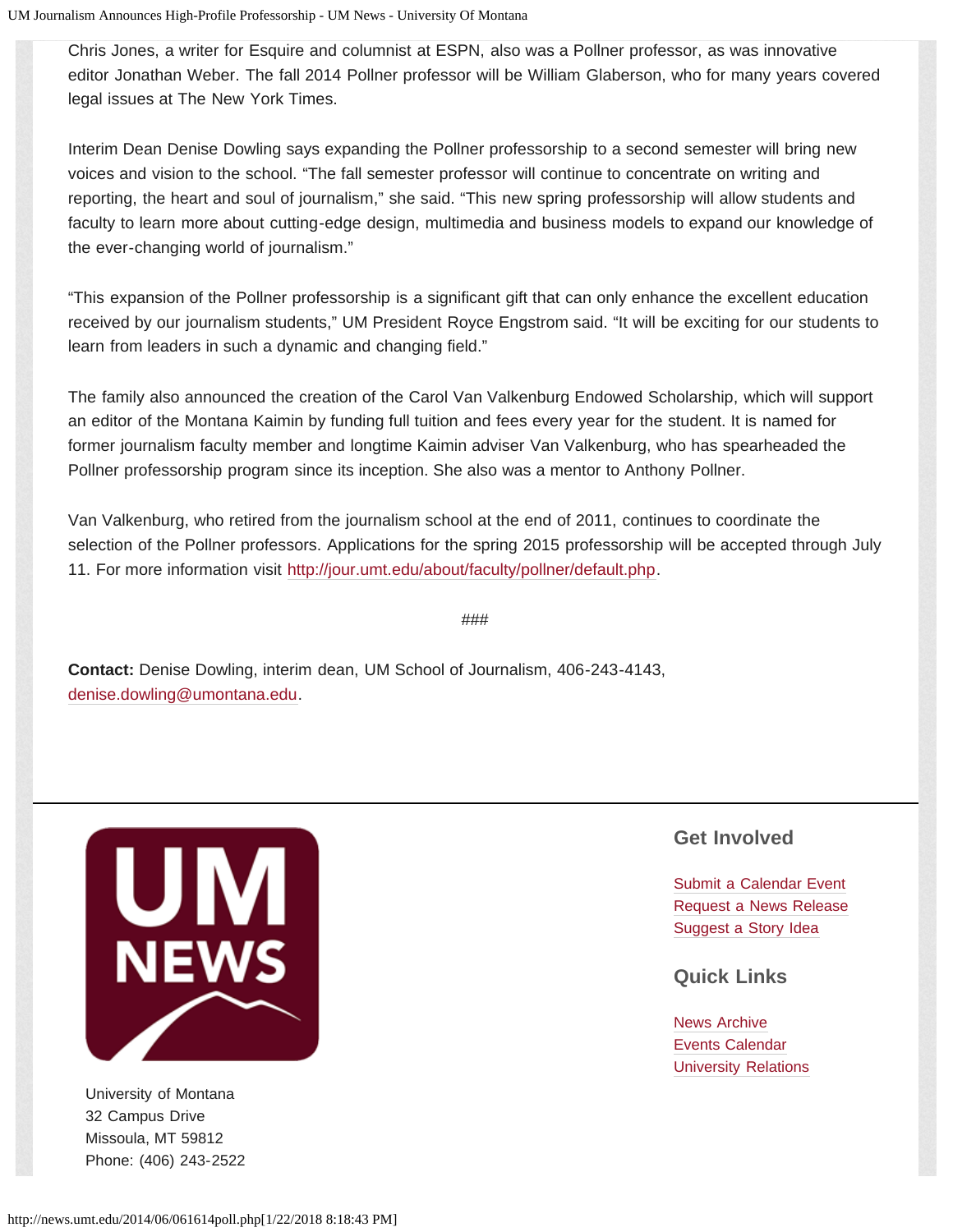Chris Jones, a writer for Esquire and columnist at ESPN, also was a Pollner professor, as was innovative editor Jonathan Weber. The fall 2014 Pollner professor will be William Glaberson, who for many years covered legal issues at The New York Times.

Interim Dean Denise Dowling says expanding the Pollner professorship to a second semester will bring new voices and vision to the school. "The fall semester professor will continue to concentrate on writing and reporting, the heart and soul of journalism," she said. "This new spring professorship will allow students and faculty to learn more about cutting-edge design, multimedia and business models to expand our knowledge of the ever-changing world of journalism."

"This expansion of the Pollner professorship is a significant gift that can only enhance the excellent education received by our journalism students," UM President Royce Engstrom said. "It will be exciting for our students to learn from leaders in such a dynamic and changing field."

The family also announced the creation of the Carol Van Valkenburg Endowed Scholarship, which will support an editor of the Montana Kaimin by funding full tuition and fees every year for the student. It is named for former journalism faculty member and longtime Kaimin adviser Van Valkenburg, who has spearheaded the Pollner professorship program since its inception. She also was a mentor to Anthony Pollner.

Van Valkenburg, who retired from the journalism school at the end of 2011, continues to coordinate the selection of the Pollner professors. Applications for the spring 2015 professorship will be accepted through July 11. For more information visit http://jour.umt.edu/about/faculty/pollner/default.php.

###

**Contact:** Denise Dowling, interim dean, UM School of Journalism, 406-243-4143, denise.dowling@umontana.edu.

UM NEWS

University of Montana
32 Campus Drive
Missoula, MT 59812
Phone: (406) 243-2522

### Get Involved

Submit a Calendar Event
Request a News Release
Suggest a Story Idea

### Quick Links

News Archive
Events Calendar
University Relations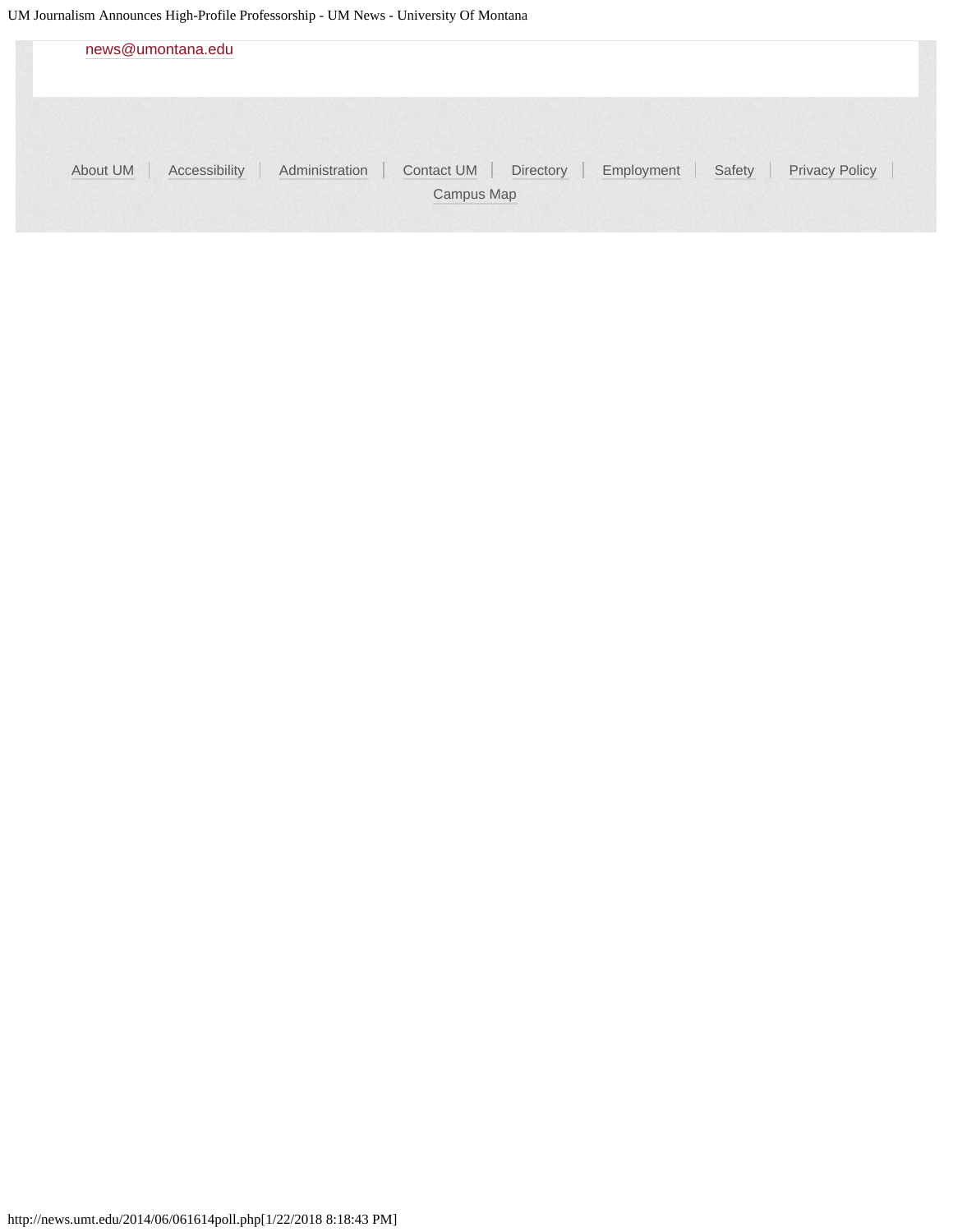news@umontana.edu

About UM | Accessibility | Administration | Contact UM | Directory | Employment | Safety | Privacy Policy | Campus Map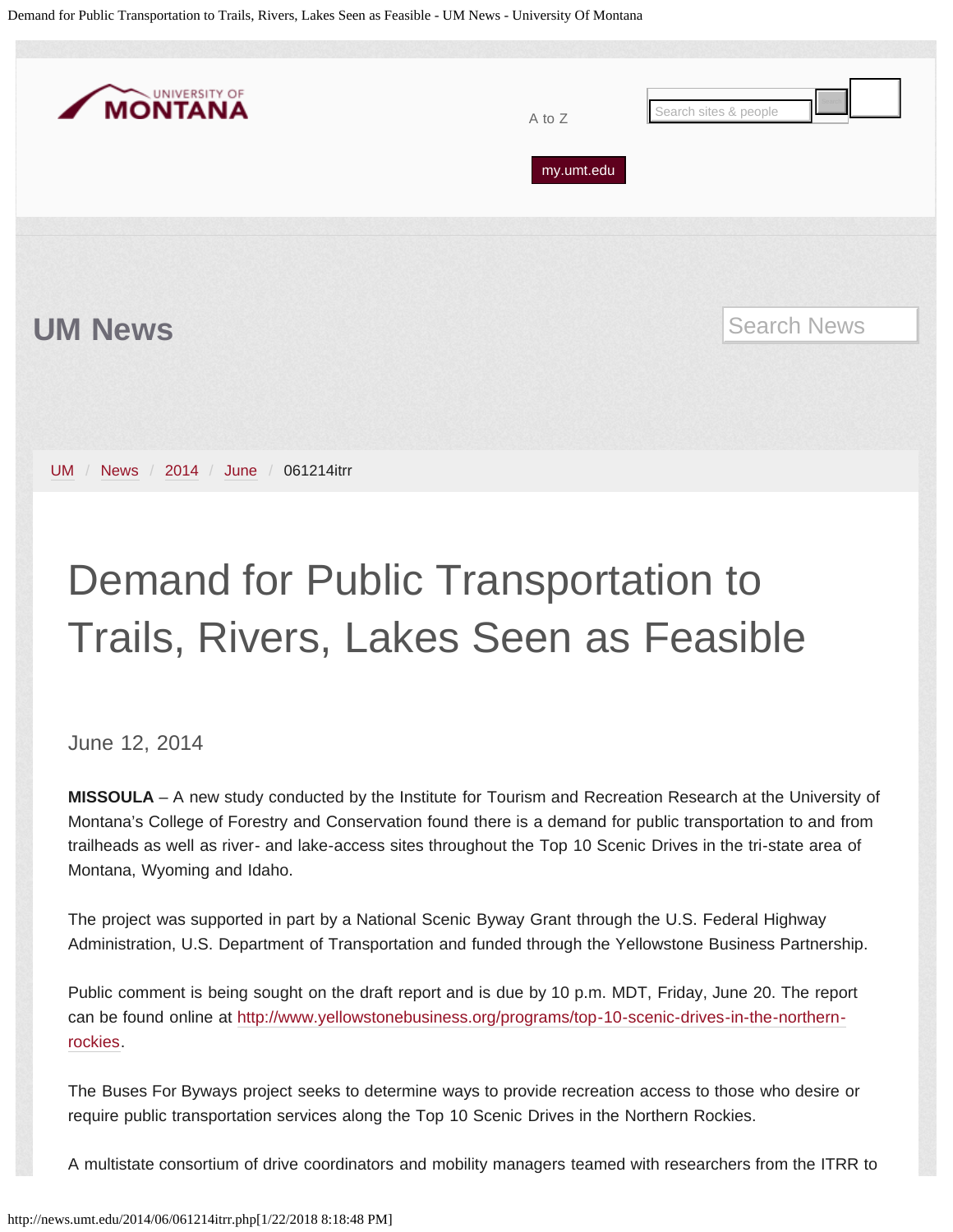# Demand for Public Transportation to Trails, Rivers, Lakes Seen as Feasible

June 12, 2014

**MISSOULA** – A new study conducted by the Institute for Tourism and Recreation Research at the University of Montana's College of Forestry and Conservation found there is a demand for public transportation to and from trailheads as well as river- and lake-access sites throughout the Top 10 Scenic Drives in the tri-state area of Montana, Wyoming and Idaho.

The project was supported in part by a National Scenic Byway Grant through the U.S. Federal Highway Administration, U.S. Department of Transportation and funded through the Yellowstone Business Partnership.

Public comment is being sought on the draft report and is due by 10 p.m. MDT, Friday, June 20. The report can be found online at http://www.yellowstonebusiness.org/programs/top-10-scenic-drives-in-the-northern-rockies.

The Buses For Byways project seeks to determine ways to provide recreation access to those who desire or require public transportation services along the Top 10 Scenic Drives in the Northern Rockies.

A multistate consortium of drive coordinators and mobility managers teamed with researchers from the ITRR to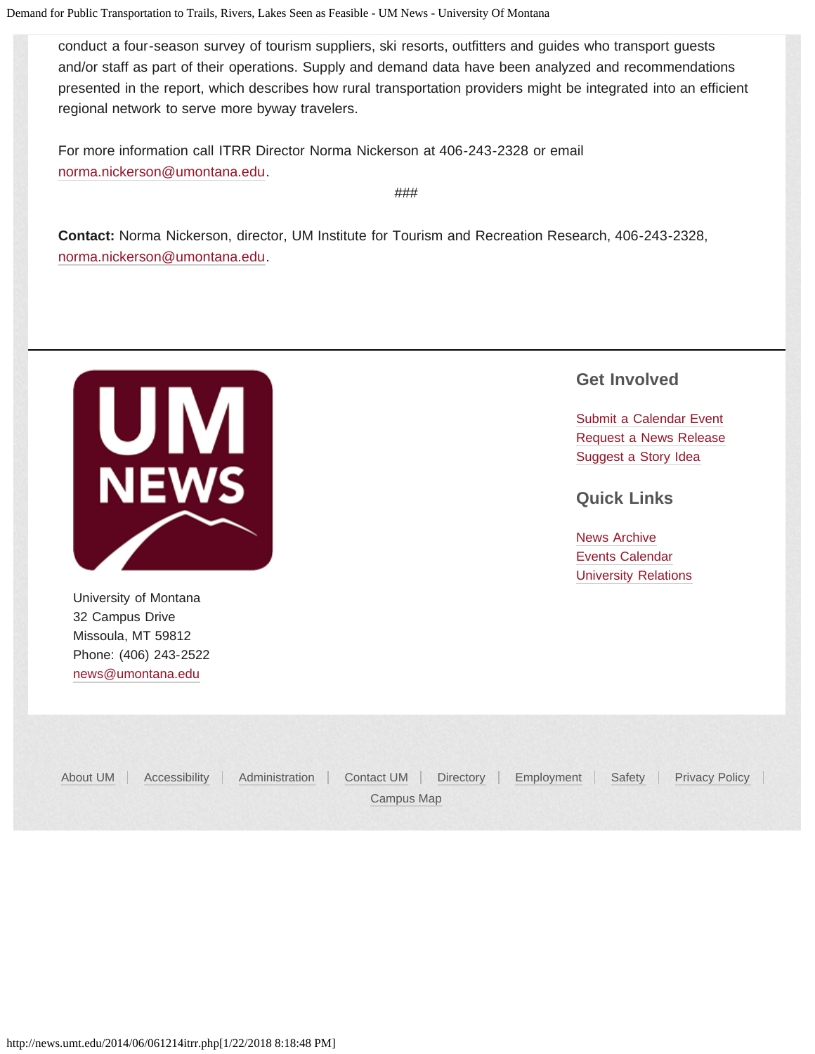conduct a four-season survey of tourism suppliers, ski resorts, outfitters and guides who transport guests and/or staff as part of their operations. Supply and demand data have been analyzed and recommendations presented in the report, which describes how rural transportation providers might be integrated into an efficient regional network to serve more byway travelers.

For more information call ITRR Director Norma Nickerson at 406-243-2328 or email norma.nickerson@umontana.edu.

###

**Contact:** Norma Nickerson, director, UM Institute for Tourism and Recreation Research, 406-243-2328, norma.nickerson@umontana.edu.

University of Montana
32 Campus Drive
Missoula, MT 59812
Phone: (406) 243-2522
news@umontana.edu

## Get Involved

Submit a Calendar Event
Request a News Release
Suggest a Story Idea

## Quick Links

News Archive
Events Calendar
University Relations

About UM | Accessibility | Administration | Contact UM | Directory | Employment | Safety | Privacy Policy | Campus Map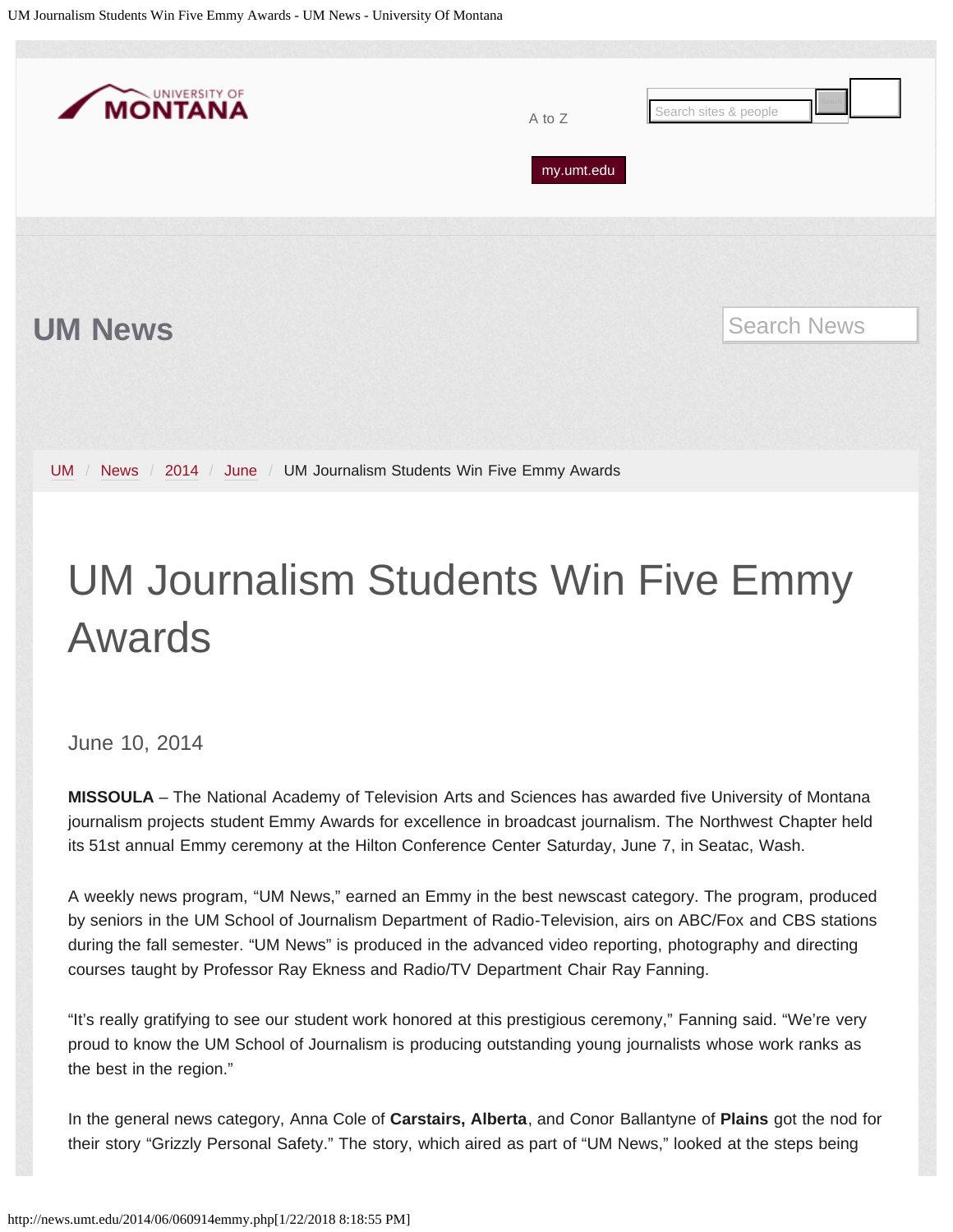# UM News

UM / News / 2014 / June / UM Journalism Students Win Five Emmy Awards

# UM Journalism Students Win Five Emmy Awards

June 10, 2014

**MISSOULA** – The National Academy of Television Arts and Sciences has awarded five University of Montana journalism projects student Emmy Awards for excellence in broadcast journalism. The Northwest Chapter held its 51st annual Emmy ceremony at the Hilton Conference Center Saturday, June 7, in Seatac, Wash.

A weekly news program, "UM News," earned an Emmy in the best newscast category. The program, produced by seniors in the UM School of Journalism Department of Radio-Television, airs on ABC/Fox and CBS stations during the fall semester. "UM News" is produced in the advanced video reporting, photography and directing courses taught by Professor Ray Ekness and Radio/TV Department Chair Ray Fanning.

"It's really gratifying to see our student work honored at this prestigious ceremony," Fanning said. "We're very proud to know the UM School of Journalism is producing outstanding young journalists whose work ranks as the best in the region."

In the general news category, Anna Cole of **Carstairs, Alberta**, and Conor Ballantyne of **Plains** got the nod for their story "Grizzly Personal Safety." The story, which aired as part of "UM News," looked at the steps being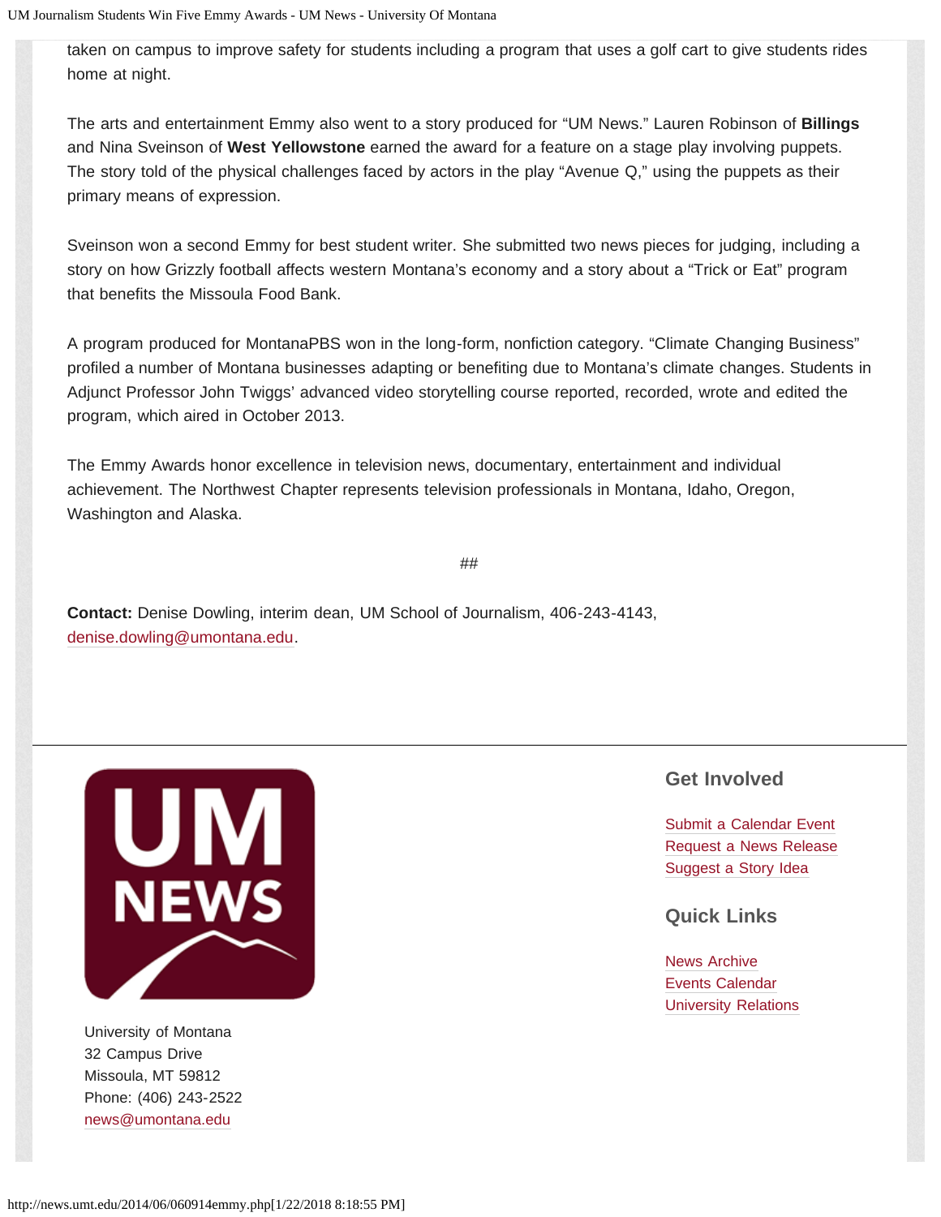taken on campus to improve safety for students including a program that uses a golf cart to give students rides home at night.

The arts and entertainment Emmy also went to a story produced for “UM News.” Lauren Robinson of **Billings** and Nina Sveinson of **West Yellowstone** earned the award for a feature on a stage play involving puppets. The story told of the physical challenges faced by actors in the play “Avenue Q,” using the puppets as their primary means of expression.

Sveinson won a second Emmy for best student writer. She submitted two news pieces for judging, including a story on how Grizzly football affects western Montana’s economy and a story about a “Trick or Eat” program that benefits the Missoula Food Bank.

A program produced for MontanaPBS won in the long-form, nonfiction category. “Climate Changing Business” profiled a number of Montana businesses adapting or benefiting due to Montana’s climate changes. Students in Adjunct Professor John Twiggs’ advanced video storytelling course reported, recorded, wrote and edited the program, which aired in October 2013.

The Emmy Awards honor excellence in television news, documentary, entertainment and individual achievement. The Northwest Chapter represents television professionals in Montana, Idaho, Oregon, Washington and Alaska.

##

**Contact:** Denise Dowling, interim dean, UM School of Journalism, 406-243-4143, denise.dowling@umontana.edu.

University of Montana
32 Campus Drive
Missoula, MT 59812
Phone: (406) 243-2522
news@umontana.edu

## Get Involved

Submit a Calendar Event
Request a News Release
Suggest a Story Idea

## Quick Links

News Archive
Events Calendar
University Relations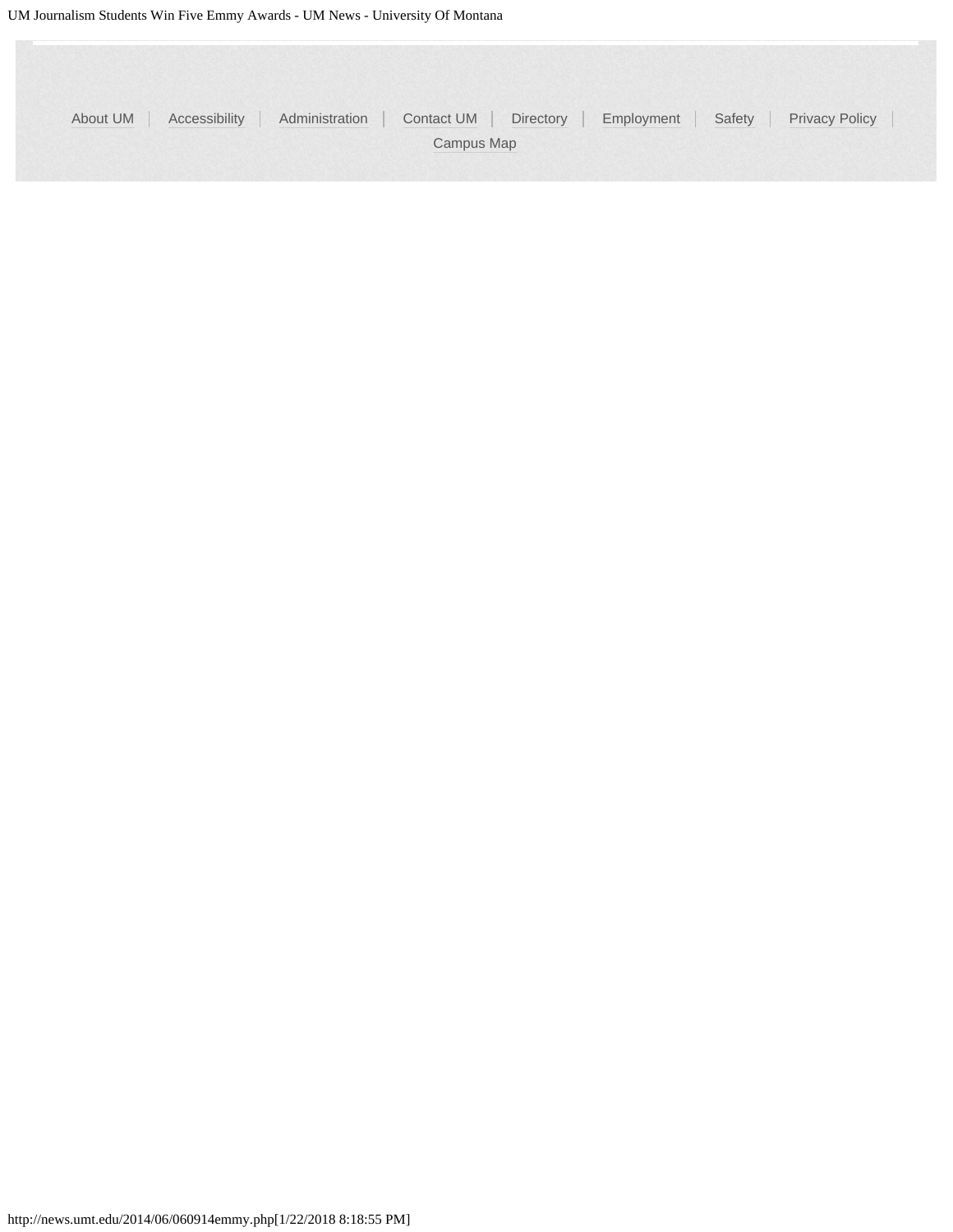About UM | Accessibility | Administration | Contact UM | Directory | Employment | Safety | Privacy Policy | Campus Map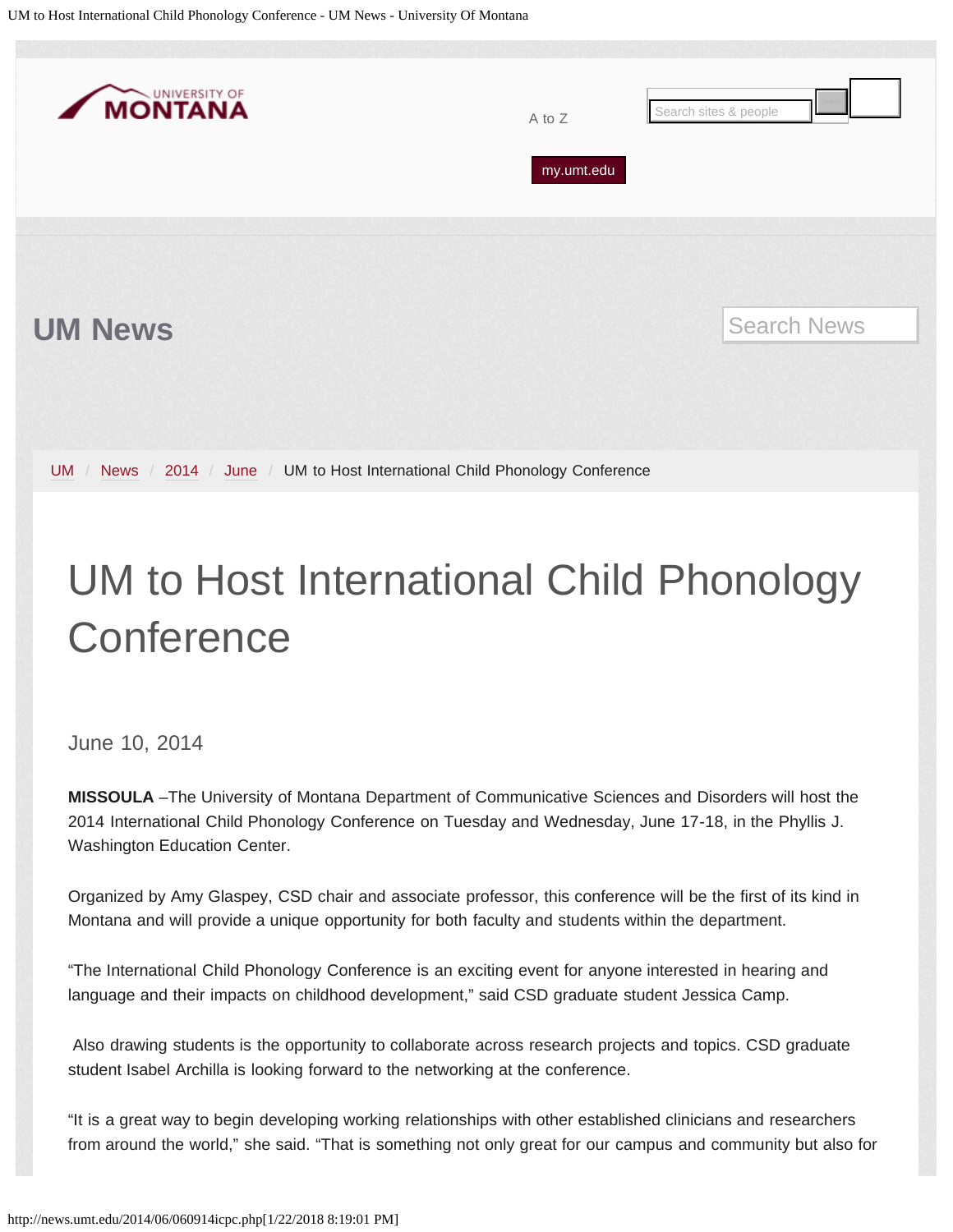UM News

UM / News / 2014 / June / UM to Host International Child Phonology Conference

# UM to Host International Child Phonology Conference

June 10, 2014

**MISSOULA** –The University of Montana Department of Communicative Sciences and Disorders will host the 2014 International Child Phonology Conference on Tuesday and Wednesday, June 17-18, in the Phyllis J. Washington Education Center.

Organized by Amy Glaspey, CSD chair and associate professor, this conference will be the first of its kind in Montana and will provide a unique opportunity for both faculty and students within the department.

"The International Child Phonology Conference is an exciting event for anyone interested in hearing and language and their impacts on childhood development," said CSD graduate student Jessica Camp.

Also drawing students is the opportunity to collaborate across research projects and topics. CSD graduate student Isabel Archilla is looking forward to the networking at the conference.

"It is a great way to begin developing working relationships with other established clinicians and researchers from around the world," she said. "That is something not only great for our campus and community but also for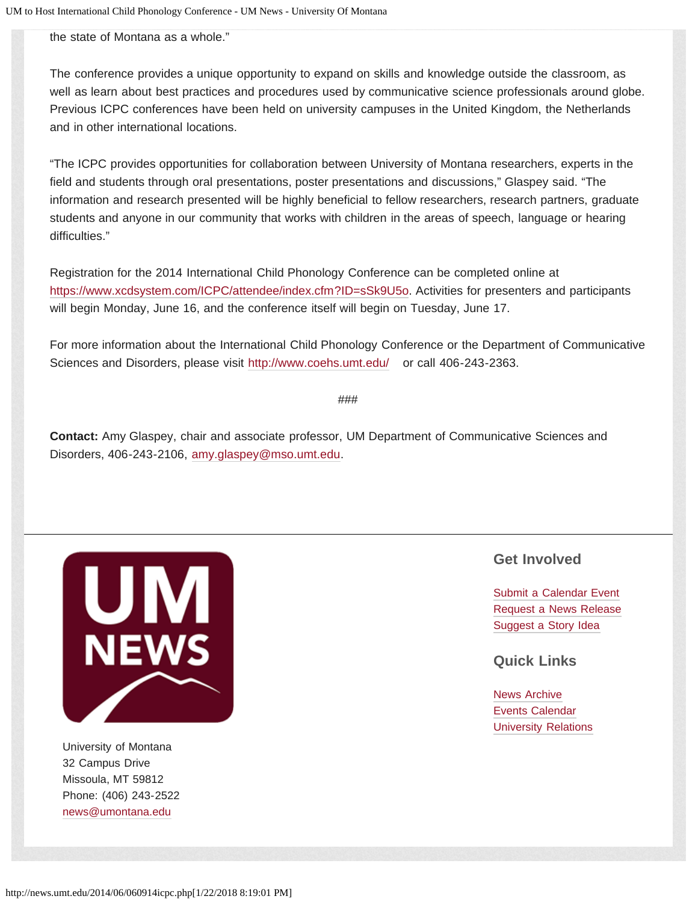the state of Montana as a whole."

The conference provides a unique opportunity to expand on skills and knowledge outside the classroom, as well as learn about best practices and procedures used by communicative science professionals around globe. Previous ICPC conferences have been held on university campuses in the United Kingdom, the Netherlands and in other international locations.

"The ICPC provides opportunities for collaboration between University of Montana researchers, experts in the field and students through oral presentations, poster presentations and discussions," Glaspey said. "The information and research presented will be highly beneficial to fellow researchers, research partners, graduate students and anyone in our community that works with children in the areas of speech, language or hearing difficulties."

Registration for the 2014 International Child Phonology Conference can be completed online at https://www.xcdsystem.com/ICPC/attendee/index.cfm?ID=sSk9U5o. Activities for presenters and participants will begin Monday, June 16, and the conference itself will begin on Tuesday, June 17.

For more information about the International Child Phonology Conference or the Department of Communicative Sciences and Disorders, please visit http://www.coehs.umt.edu/ or call 406-243-2363.

###

**Contact:** Amy Glaspey, chair and associate professor, UM Department of Communicative Sciences and Disorders, 406-243-2106, amy.glaspey@mso.umt.edu.

University of Montana
32 Campus Drive
Missoula, MT 59812
Phone: (406) 243-2522
news@umontana.edu

## Get Involved

Submit a Calendar Event
Request a News Release
Suggest a Story Idea

## Quick Links

News Archive
Events Calendar
University Relations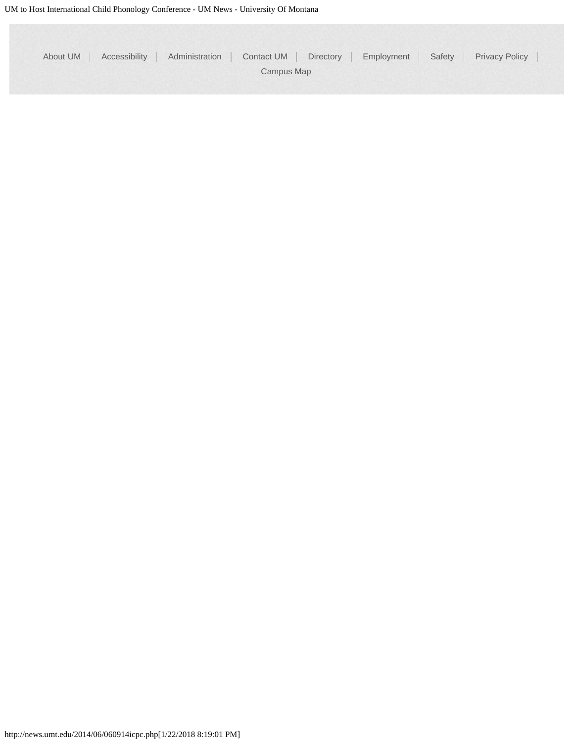About UM | Accessibility | Administration | Contact UM | Directory | Employment | Safety | Privacy Policy | Campus Map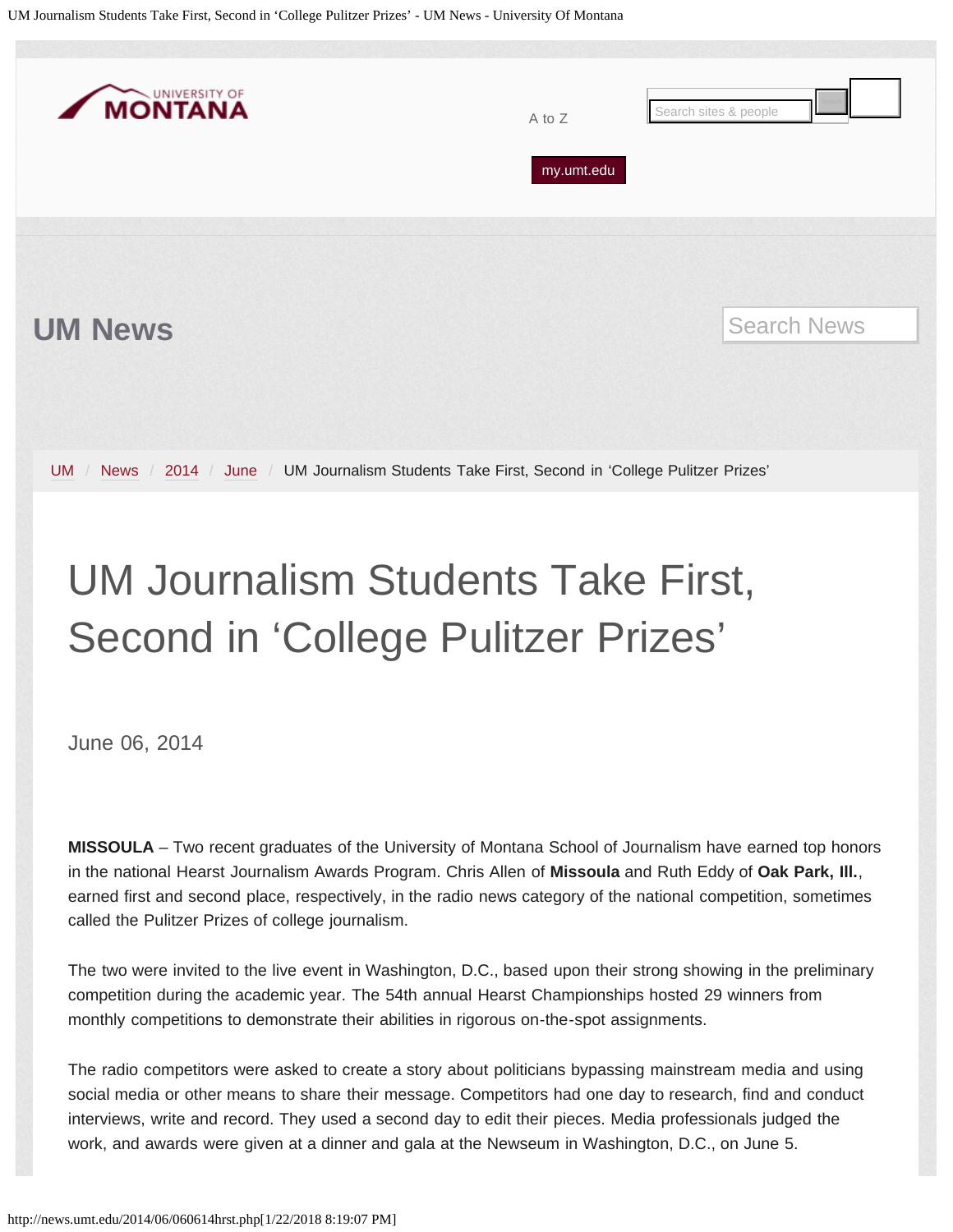UM News

UM / News / 2014 / June / UM Journalism Students Take First, Second in 'College Pulitzer Prizes'

# UM Journalism Students Take First, Second in 'College Pulitzer Prizes'

June 06, 2014

**MISSOULA** – Two recent graduates of the University of Montana School of Journalism have earned top honors in the national Hearst Journalism Awards Program. Chris Allen of **Missoula** and Ruth Eddy of **Oak Park, Ill.**, earned first and second place, respectively, in the radio news category of the national competition, sometimes called the Pulitzer Prizes of college journalism.

The two were invited to the live event in Washington, D.C., based upon their strong showing in the preliminary competition during the academic year. The 54th annual Hearst Championships hosted 29 winners from monthly competitions to demonstrate their abilities in rigorous on-the-spot assignments.

The radio competitors were asked to create a story about politicians bypassing mainstream media and using social media or other means to share their message. Competitors had one day to research, find and conduct interviews, write and record. They used a second day to edit their pieces. Media professionals judged the work, and awards were given at a dinner and gala at the Newseum in Washington, D.C., on June 5.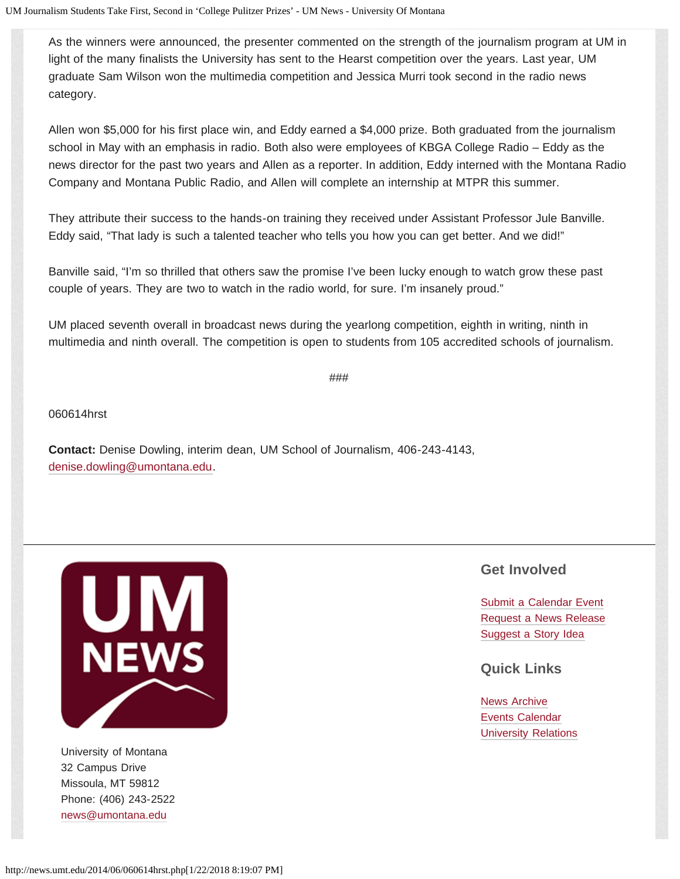As the winners were announced, the presenter commented on the strength of the journalism program at UM in light of the many finalists the University has sent to the Hearst competition over the years. Last year, UM graduate Sam Wilson won the multimedia competition and Jessica Murri took second in the radio news category.

Allen won $5,000 for his first place win, and Eddy earned a $4,000 prize. Both graduated from the journalism school in May with an emphasis in radio. Both also were employees of KBGA College Radio – Eddy as the news director for the past two years and Allen as a reporter. In addition, Eddy interned with the Montana Radio Company and Montana Public Radio, and Allen will complete an internship at MTPR this summer.

They attribute their success to the hands-on training they received under Assistant Professor Jule Banville. Eddy said, "That lady is such a talented teacher who tells you how you can get better. And we did!"

Banville said, "I'm so thrilled that others saw the promise I've been lucky enough to watch grow these past couple of years. They are two to watch in the radio world, for sure. I'm insanely proud."

UM placed seventh overall in broadcast news during the yearlong competition, eighth in writing, ninth in multimedia and ninth overall. The competition is open to students from 105 accredited schools of journalism.

###

060614hrst

**Contact:** Denise Dowling, interim dean, UM School of Journalism, 406-243-4143, denise.dowling@umontana.edu.

UM NEWS

University of Montana
32 Campus Drive
Missoula, MT 59812
Phone: (406) 243-2522
news@umontana.edu

## Get Involved

Submit a Calendar Event
Request a News Release
Suggest a Story Idea

## Quick Links

News Archive
Events Calendar
University Relations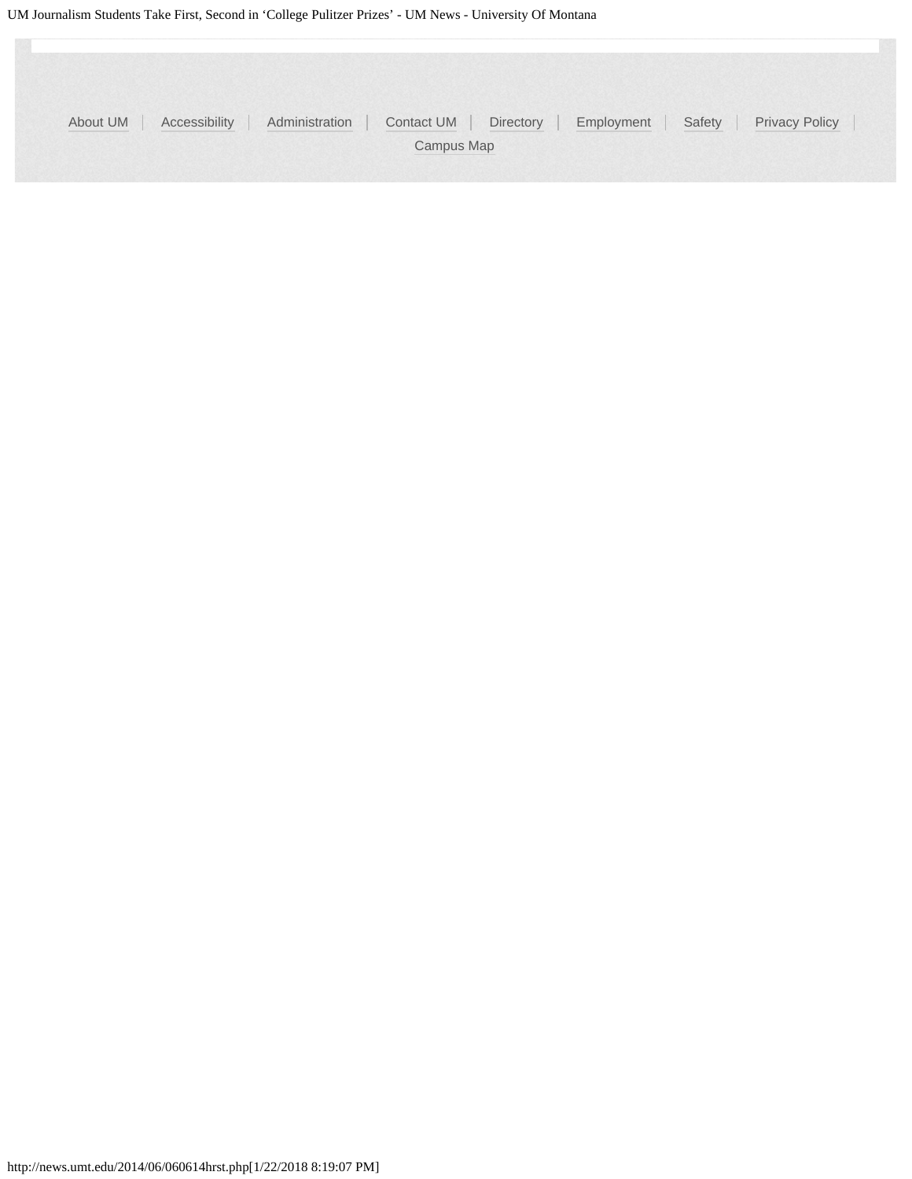About UM | Accessibility | Administration | Contact UM | Directory | Employment | Safety | Privacy Policy | Campus Map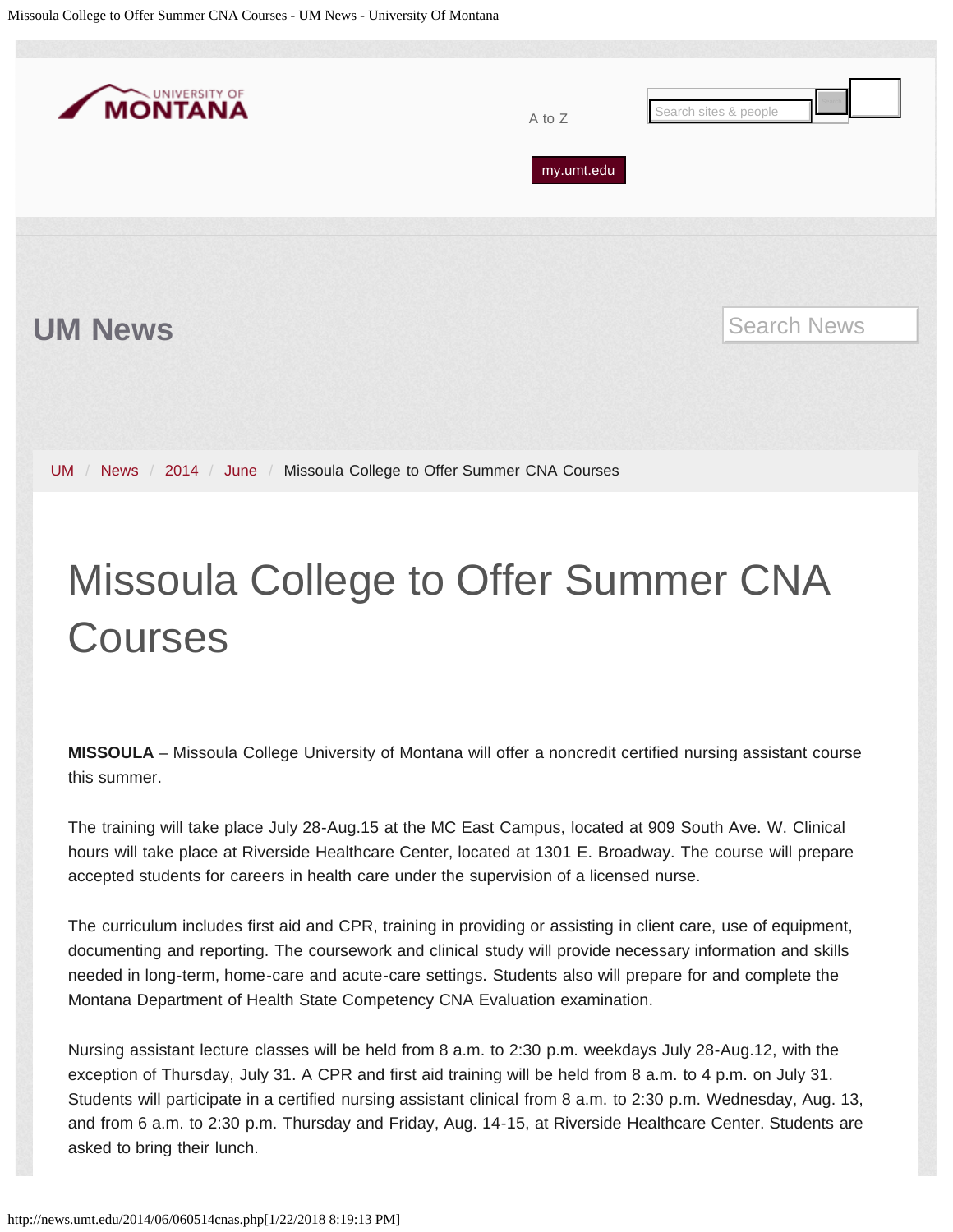UM News

UM / News / 2014 / June / Missoula College to Offer Summer CNA Courses

# Missoula College to Offer Summer CNA Courses

**MISSOULA** – Missoula College University of Montana will offer a noncredit certified nursing assistant course this summer.

The training will take place July 28-Aug.15 at the MC East Campus, located at 909 South Ave. W. Clinical hours will take place at Riverside Healthcare Center, located at 1301 E. Broadway. The course will prepare accepted students for careers in health care under the supervision of a licensed nurse.

The curriculum includes first aid and CPR, training in providing or assisting in client care, use of equipment, documenting and reporting. The coursework and clinical study will provide necessary information and skills needed in long-term, home-care and acute-care settings. Students also will prepare for and complete the Montana Department of Health State Competency CNA Evaluation examination.

Nursing assistant lecture classes will be held from 8 a.m. to 2:30 p.m. weekdays July 28-Aug.12, with the exception of Thursday, July 31. A CPR and first aid training will be held from 8 a.m. to 4 p.m. on July 31. Students will participate in a certified nursing assistant clinical from 8 a.m. to 2:30 p.m. Wednesday, Aug. 13, and from 6 a.m. to 2:30 p.m. Thursday and Friday, Aug. 14-15, at Riverside Healthcare Center. Students are asked to bring their lunch.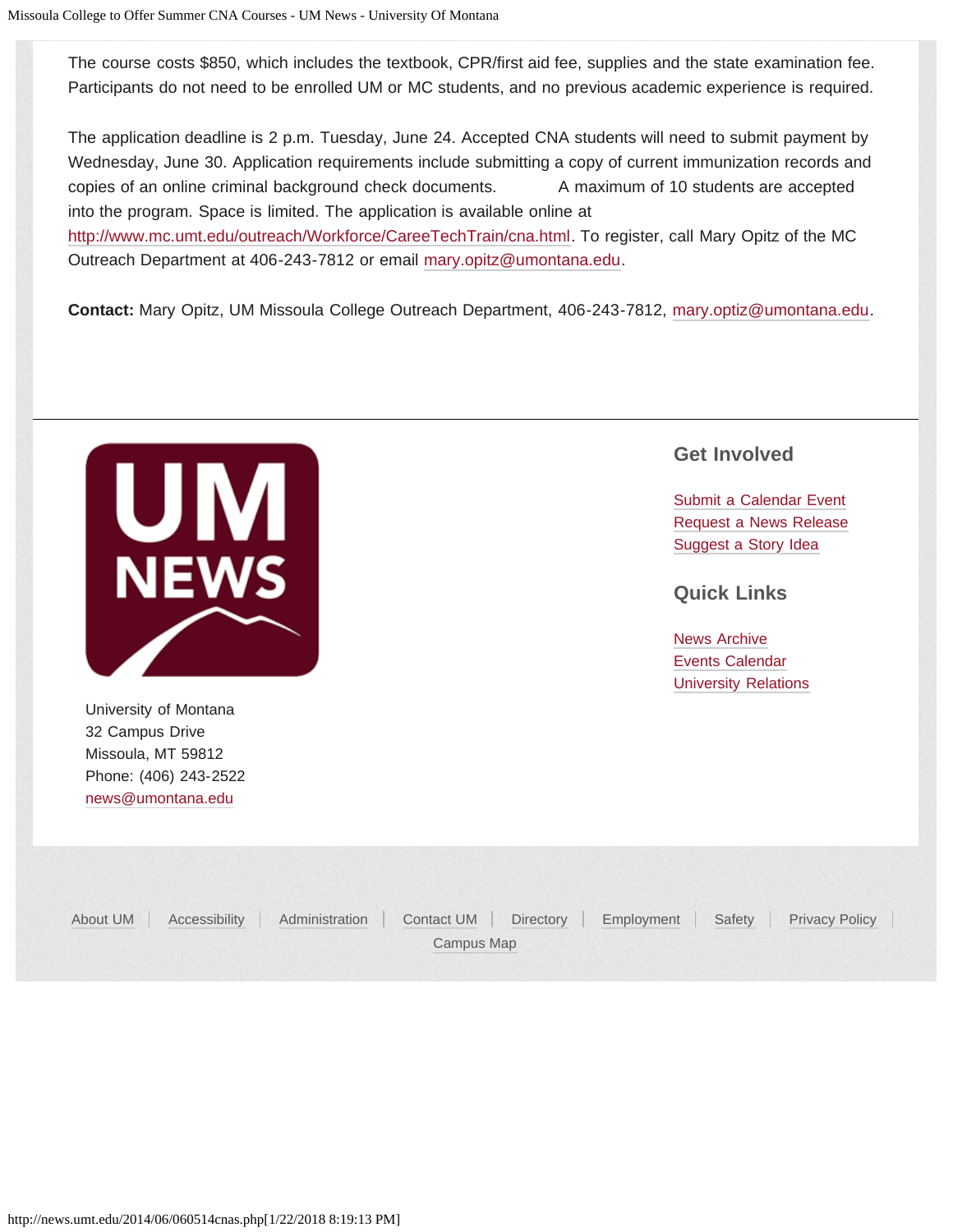The course costs $850, which includes the textbook, CPR/first aid fee, supplies and the state examination fee. Participants do not need to be enrolled UM or MC students, and no previous academic experience is required.

The application deadline is 2 p.m. Tuesday, June 24. Accepted CNA students will need to submit payment by Wednesday, June 30. Application requirements include submitting a copy of current immunization records and copies of an online criminal background check documents. A maximum of 10 students are accepted into the program. Space is limited. The application is available online at http://www.mc.umt.edu/outreach/Workforce/CareeTechTrain/cna.html. To register, call Mary Opitz of the MC Outreach Department at 406-243-7812 or email mary.opitz@umontana.edu.

**Contact:** Mary Opitz, UM Missoula College Outreach Department, 406-243-7812, mary.optiz@umontana.edu.

UM NEWS

University of Montana
32 Campus Drive
Missoula, MT 59812
Phone: (406) 243-2522
news@umontana.edu

## Get Involved

Submit a Calendar Event
Request a News Release
Suggest a Story Idea

## Quick Links

News Archive
Events Calendar
University Relations

About UM | Accessibility | Administration | Contact UM | Directory | Employment | Safety | Privacy Policy | Campus Map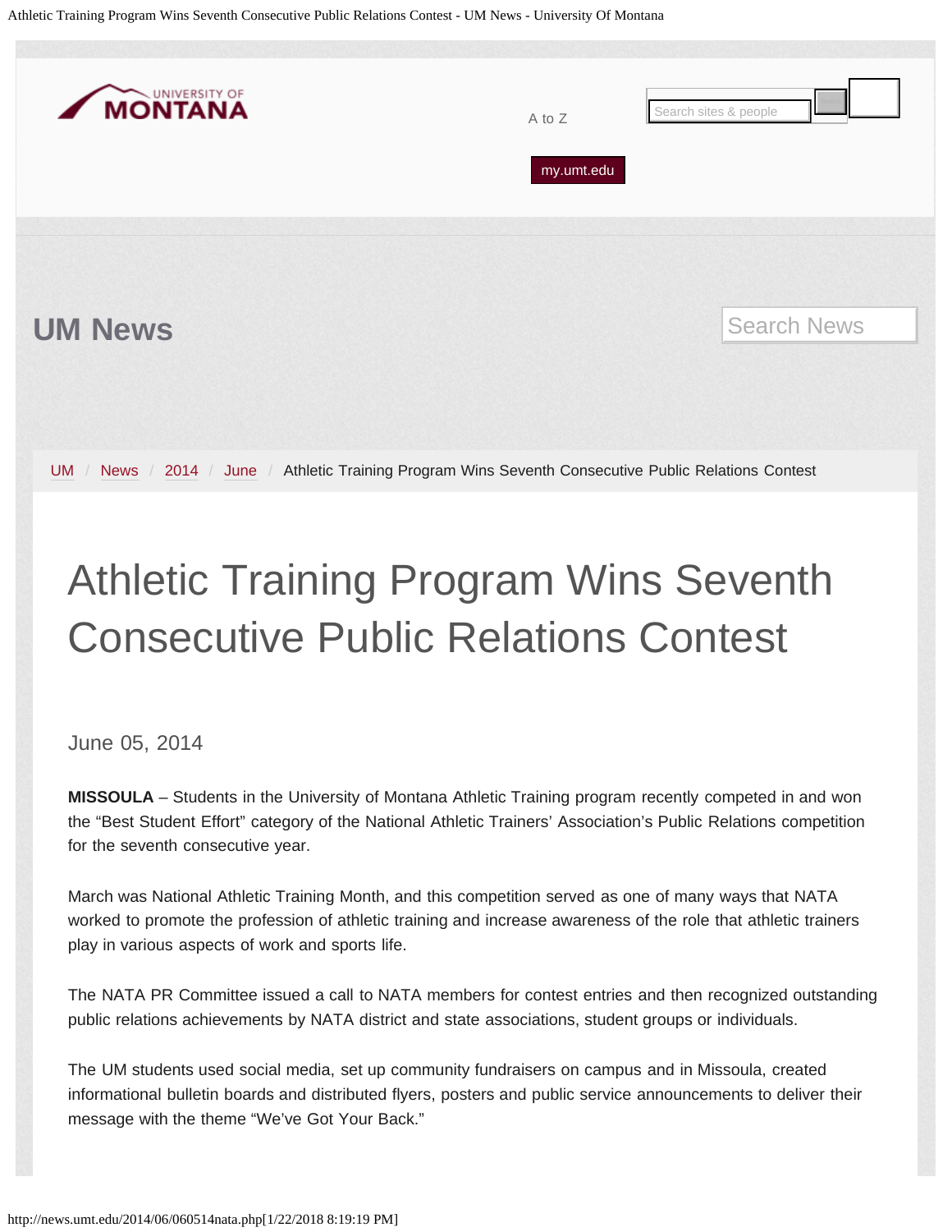UM News

UM / News / 2014 / June / Athletic Training Program Wins Seventh Consecutive Public Relations Contest

# Athletic Training Program Wins Seventh Consecutive Public Relations Contest

June 05, 2014

**MISSOULA** – Students in the University of Montana Athletic Training program recently competed in and won the "Best Student Effort" category of the National Athletic Trainers' Association's Public Relations competition for the seventh consecutive year.

March was National Athletic Training Month, and this competition served as one of many ways that NATA worked to promote the profession of athletic training and increase awareness of the role that athletic trainers play in various aspects of work and sports life.

The NATA PR Committee issued a call to NATA members for contest entries and then recognized outstanding public relations achievements by NATA district and state associations, student groups or individuals.

The UM students used social media, set up community fundraisers on campus and in Missoula, created informational bulletin boards and distributed flyers, posters and public service announcements to deliver their message with the theme "We've Got Your Back."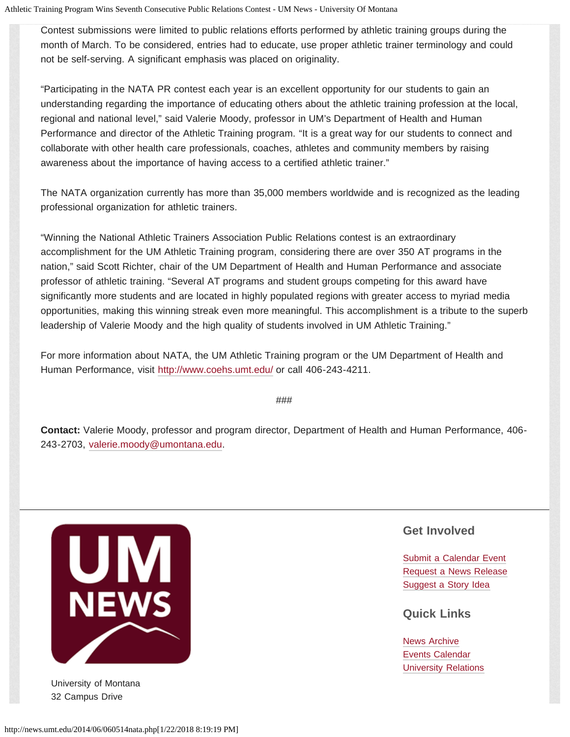Contest submissions were limited to public relations efforts performed by athletic training groups during the month of March. To be considered, entries had to educate, use proper athletic trainer terminology and could not be self-serving. A significant emphasis was placed on originality.

“Participating in the NATA PR contest each year is an excellent opportunity for our students to gain an understanding regarding the importance of educating others about the athletic training profession at the local, regional and national level,” said Valerie Moody, professor in UM’s Department of Health and Human Performance and director of the Athletic Training program. “It is a great way for our students to connect and collaborate with other health care professionals, coaches, athletes and community members by raising awareness about the importance of having access to a certified athletic trainer.”

The NATA organization currently has more than 35,000 members worldwide and is recognized as the leading professional organization for athletic trainers.

“Winning the National Athletic Trainers Association Public Relations contest is an extraordinary accomplishment for the UM Athletic Training program, considering there are over 350 AT programs in the nation,” said Scott Richter, chair of the UM Department of Health and Human Performance and associate professor of athletic training. “Several AT programs and student groups competing for this award have significantly more students and are located in highly populated regions with greater access to myriad media opportunities, making this winning streak even more meaningful. This accomplishment is a tribute to the superb leadership of Valerie Moody and the high quality of students involved in UM Athletic Training.”

For more information about NATA, the UM Athletic Training program or the UM Department of Health and Human Performance, visit http://www.coehs.umt.edu/ or call 406-243-4211.

###

**Contact:** Valerie Moody, professor and program director, Department of Health and Human Performance, 406-243-2703, valerie.moody@umontana.edu.

UM NEWS

University of Montana
32 Campus Drive

## Get Involved

- Submit a Calendar Event
- Request a News Release
- Suggest a Story Idea

## Quick Links

- News Archive
- Events Calendar
- University Relations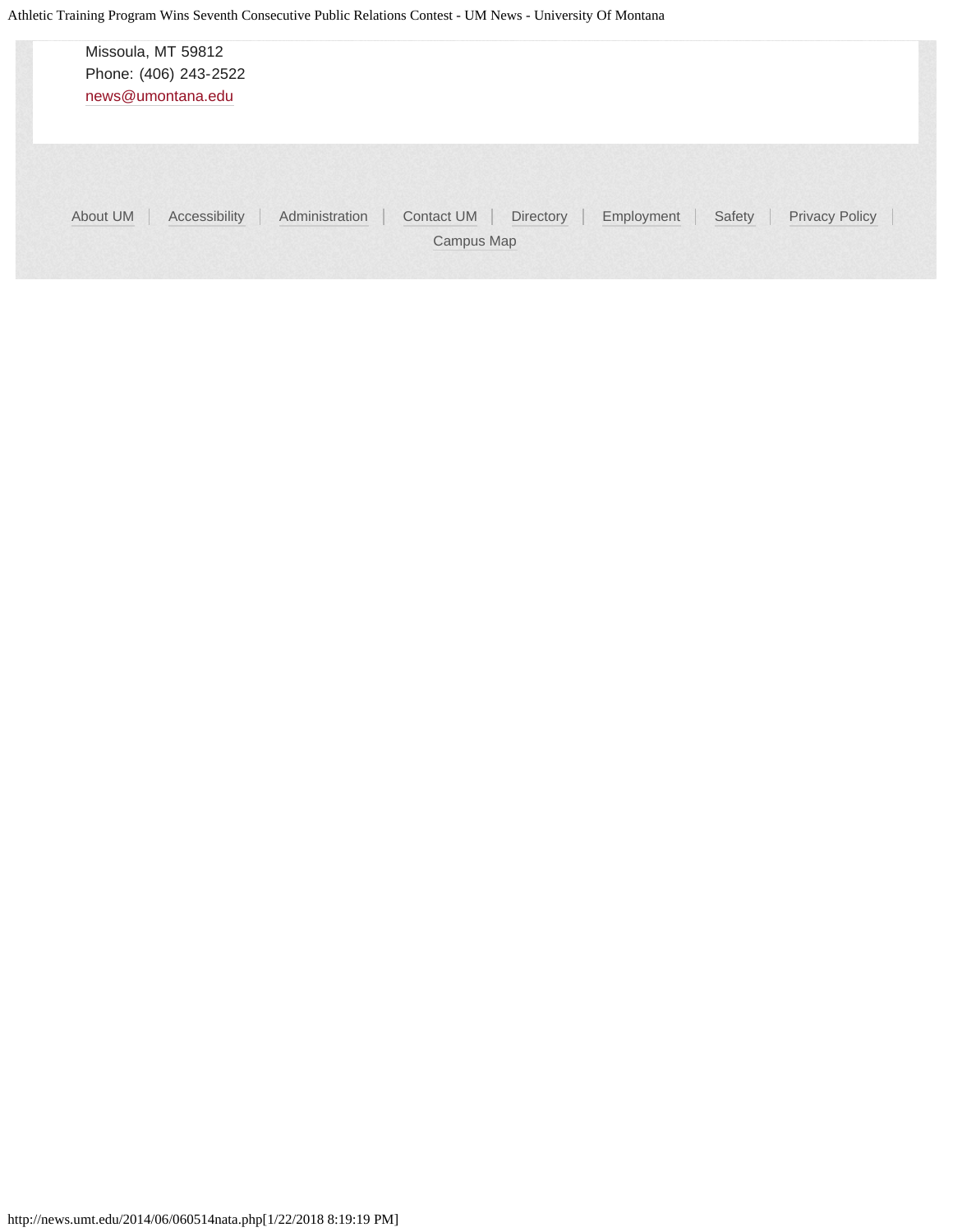Missoula, MT 59812
Phone: (406) 243-2522
news@umontana.edu

About UM | Accessibility | Administration | Contact UM | Directory | Employment | Safety | Privacy Policy | Campus Map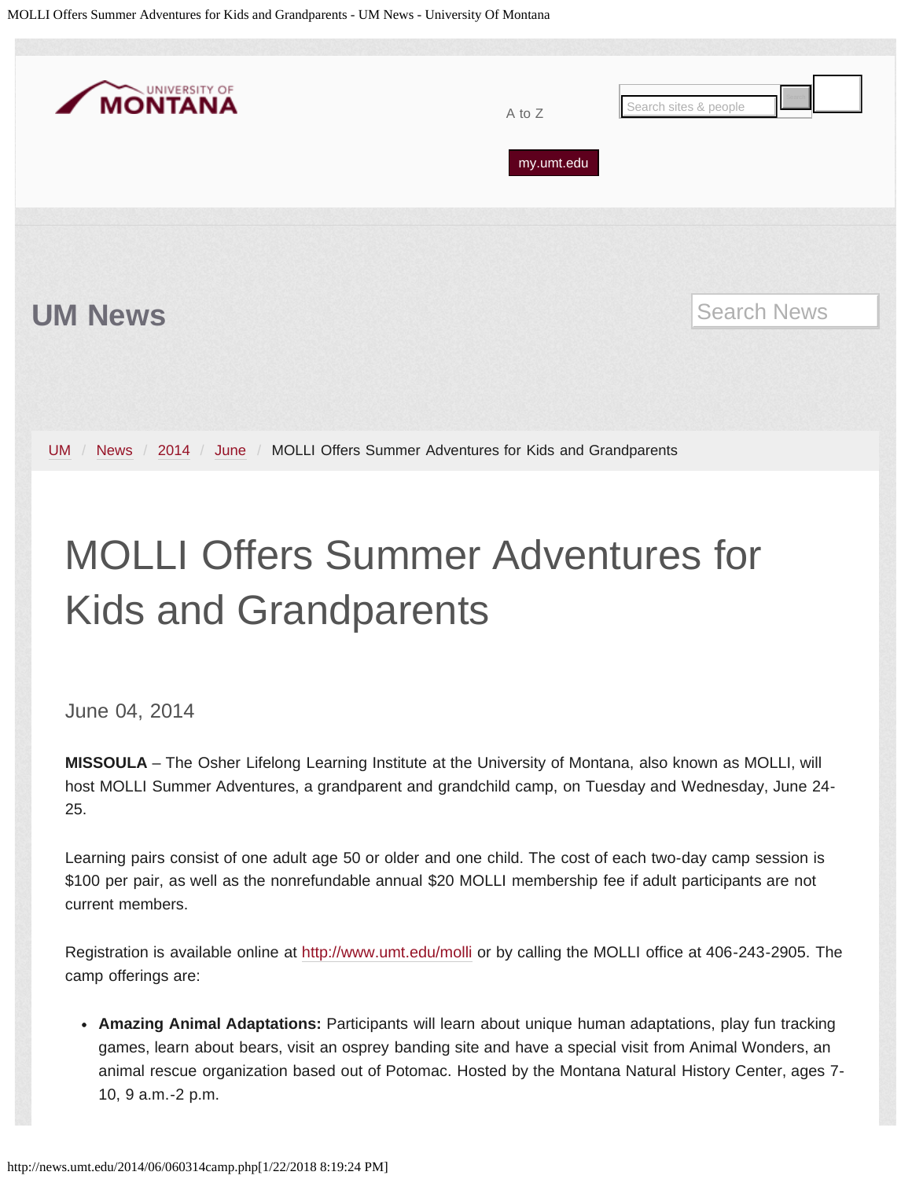# MOLLI Offers Summer Adventures for Kids and Grandparents

June 04, 2014

**MISSOULA** – The Osher Lifelong Learning Institute at the University of Montana, also known as MOLLI, will host MOLLI Summer Adventures, a grandparent and grandchild camp, on Tuesday and Wednesday, June 24-25.

Learning pairs consist of one adult age 50 or older and one child. The cost of each two-day camp session is $100 per pair, as well as the nonrefundable annual $20 MOLLI membership fee if adult participants are not current members.

Registration is available online at http://www.umt.edu/molli or by calling the MOLLI office at 406-243-2905. The camp offerings are:

- **Amazing Animal Adaptations:** Participants will learn about unique human adaptations, play fun tracking games, learn about bears, visit an osprey banding site and have a special visit from Animal Wonders, an animal rescue organization based out of Potomac. Hosted by the Montana Natural History Center, ages 7-10, 9 a.m.-2 p.m.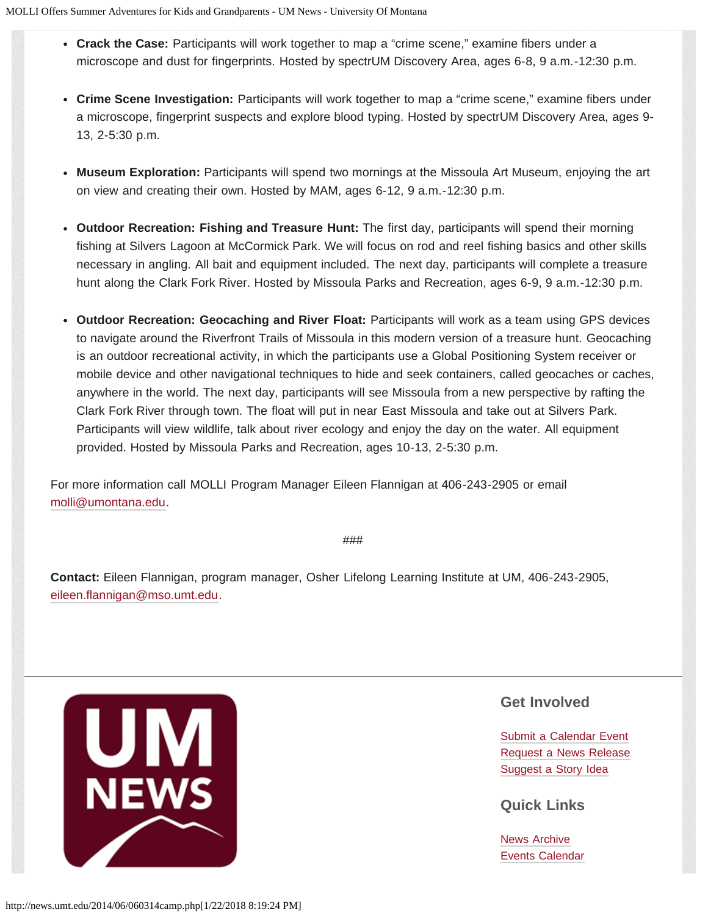- **Crack the Case:** Participants will work together to map a "crime scene," examine fibers under a microscope and dust for fingerprints. Hosted by spectrUM Discovery Area, ages 6-8, 9 a.m.-12:30 p.m.
- **Crime Scene Investigation:** Participants will work together to map a "crime scene," examine fibers under a microscope, fingerprint suspects and explore blood typing. Hosted by spectrUM Discovery Area, ages 9-13, 2-5:30 p.m.
- **Museum Exploration:** Participants will spend two mornings at the Missoula Art Museum, enjoying the art on view and creating their own. Hosted by MAM, ages 6-12, 9 a.m.-12:30 p.m.
- **Outdoor Recreation: Fishing and Treasure Hunt:** The first day, participants will spend their morning fishing at Silvers Lagoon at McCormick Park. We will focus on rod and reel fishing basics and other skills necessary in angling. All bait and equipment included. The next day, participants will complete a treasure hunt along the Clark Fork River. Hosted by Missoula Parks and Recreation, ages 6-9, 9 a.m.-12:30 p.m.
- **Outdoor Recreation: Geocaching and River Float:** Participants will work as a team using GPS devices to navigate around the Riverfront Trails of Missoula in this modern version of a treasure hunt. Geocaching is an outdoor recreational activity, in which the participants use a Global Positioning System receiver or mobile device and other navigational techniques to hide and seek containers, called geocaches or caches, anywhere in the world. The next day, participants will see Missoula from a new perspective by rafting the Clark Fork River through town. The float will put in near East Missoula and take out at Silvers Park. Participants will view wildlife, talk about river ecology and enjoy the day on the water. All equipment provided. Hosted by Missoula Parks and Recreation, ages 10-13, 2-5:30 p.m.

For more information call MOLLI Program Manager Eileen Flannigan at 406-243-2905 or email molli@umontana.edu.

###

**Contact:** Eileen Flannigan, program manager, Osher Lifelong Learning Institute at UM, 406-243-2905, eileen.flannigan@mso.umt.edu.

## Get Involved

Submit a Calendar Event
Request a News Release
Suggest a Story Idea

## Quick Links

News Archive
Events Calendar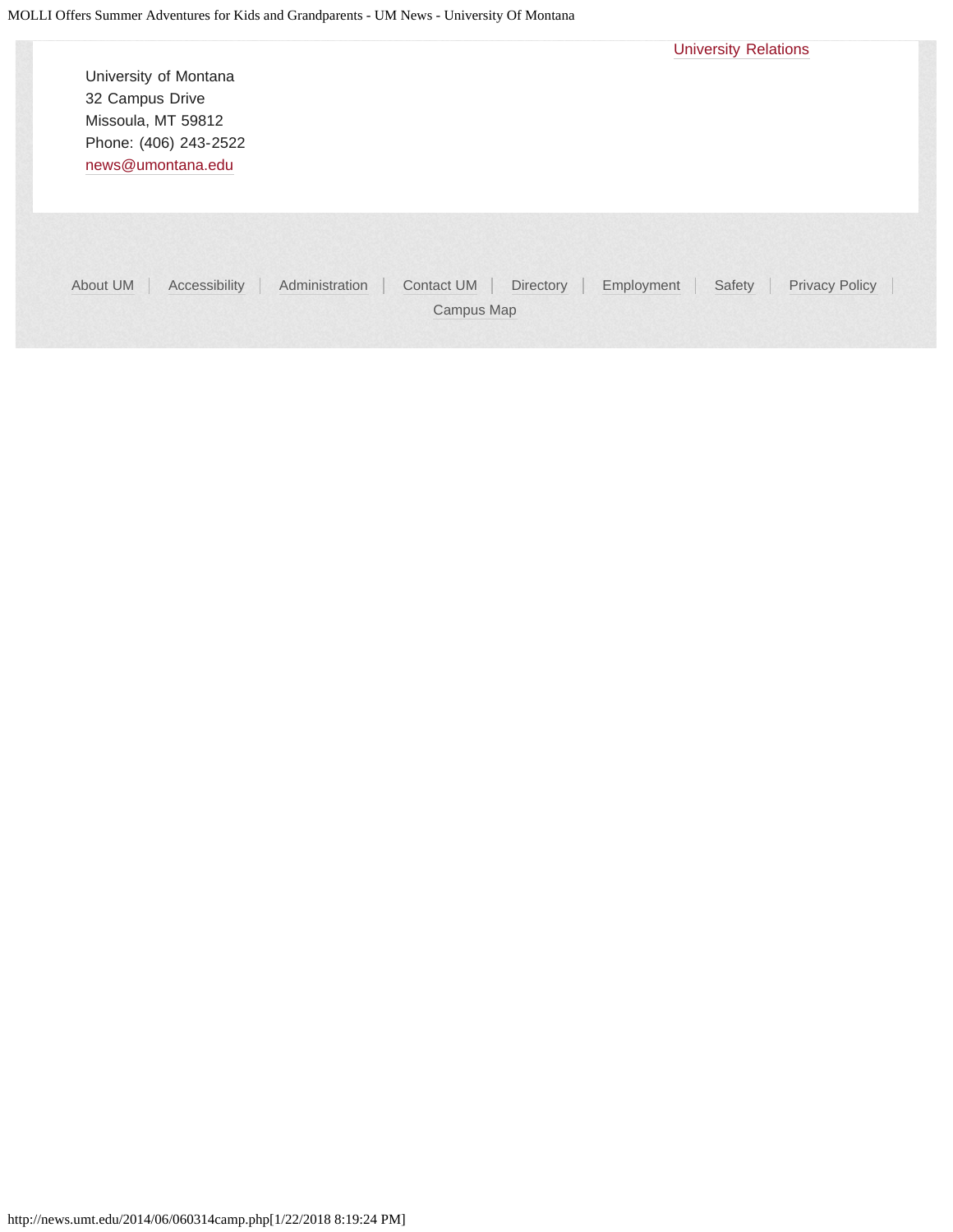University Relations

University of Montana
32 Campus Drive
Missoula, MT 59812
Phone: (406) 243-2522
news@umontana.edu

About UM | Accessibility | Administration | Contact UM | Directory | Employment | Safety | Privacy Policy | Campus Map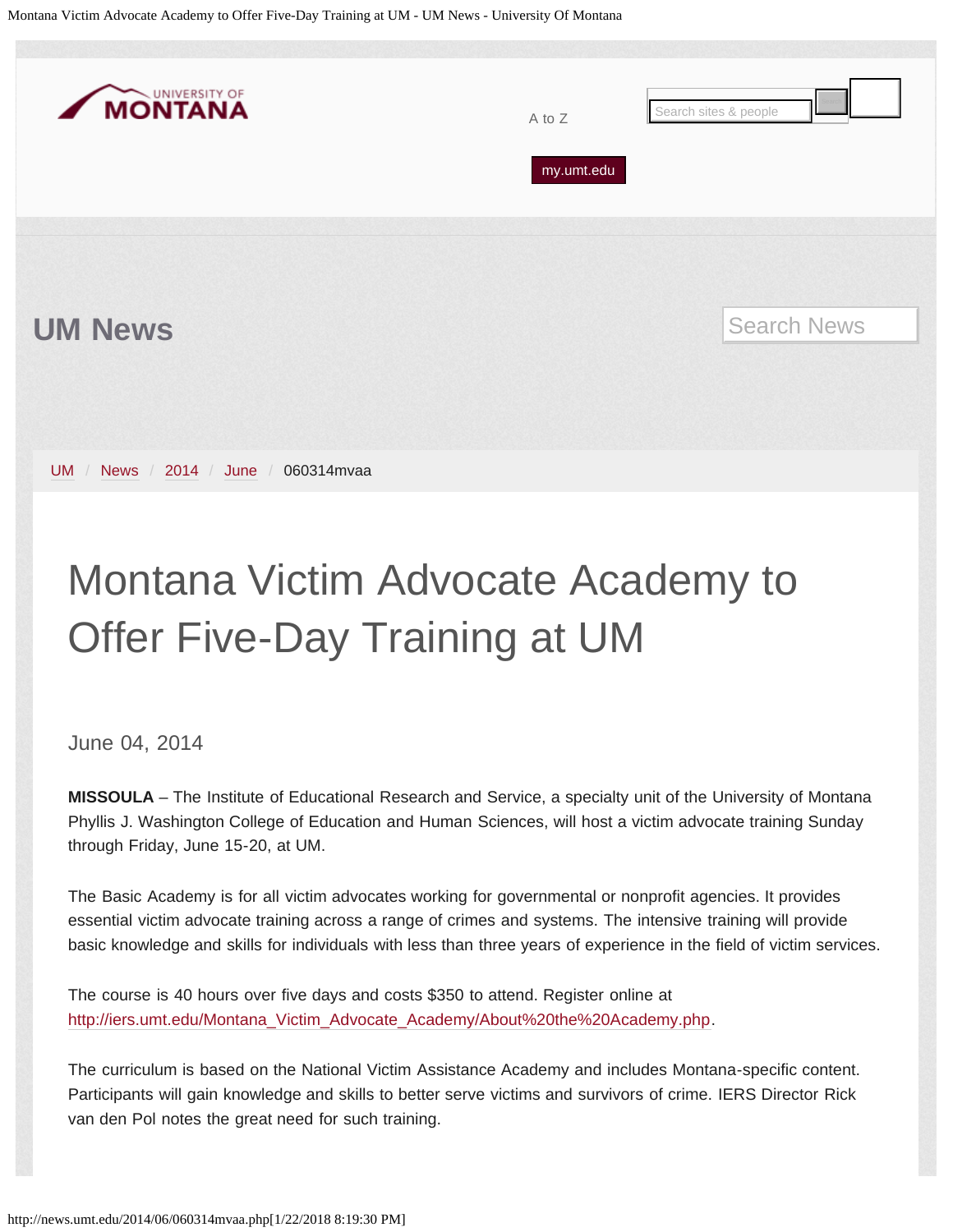UM News

UM / News / 2014 / June / 060314mvaa

# Montana Victim Advocate Academy to Offer Five-Day Training at UM

June 04, 2014

**MISSOULA** – The Institute of Educational Research and Service, a specialty unit of the University of Montana Phyllis J. Washington College of Education and Human Sciences, will host a victim advocate training Sunday through Friday, June 15-20, at UM.

The Basic Academy is for all victim advocates working for governmental or nonprofit agencies. It provides essential victim advocate training across a range of crimes and systems. The intensive training will provide basic knowledge and skills for individuals with less than three years of experience in the field of victim services.

The course is 40 hours over five days and costs $350 to attend. Register online at http://iers.umt.edu/Montana_Victim_Advocate_Academy/About%20the%20Academy.php.

The curriculum is based on the National Victim Assistance Academy and includes Montana-specific content. Participants will gain knowledge and skills to better serve victims and survivors of crime. IERS Director Rick van den Pol notes the great need for such training.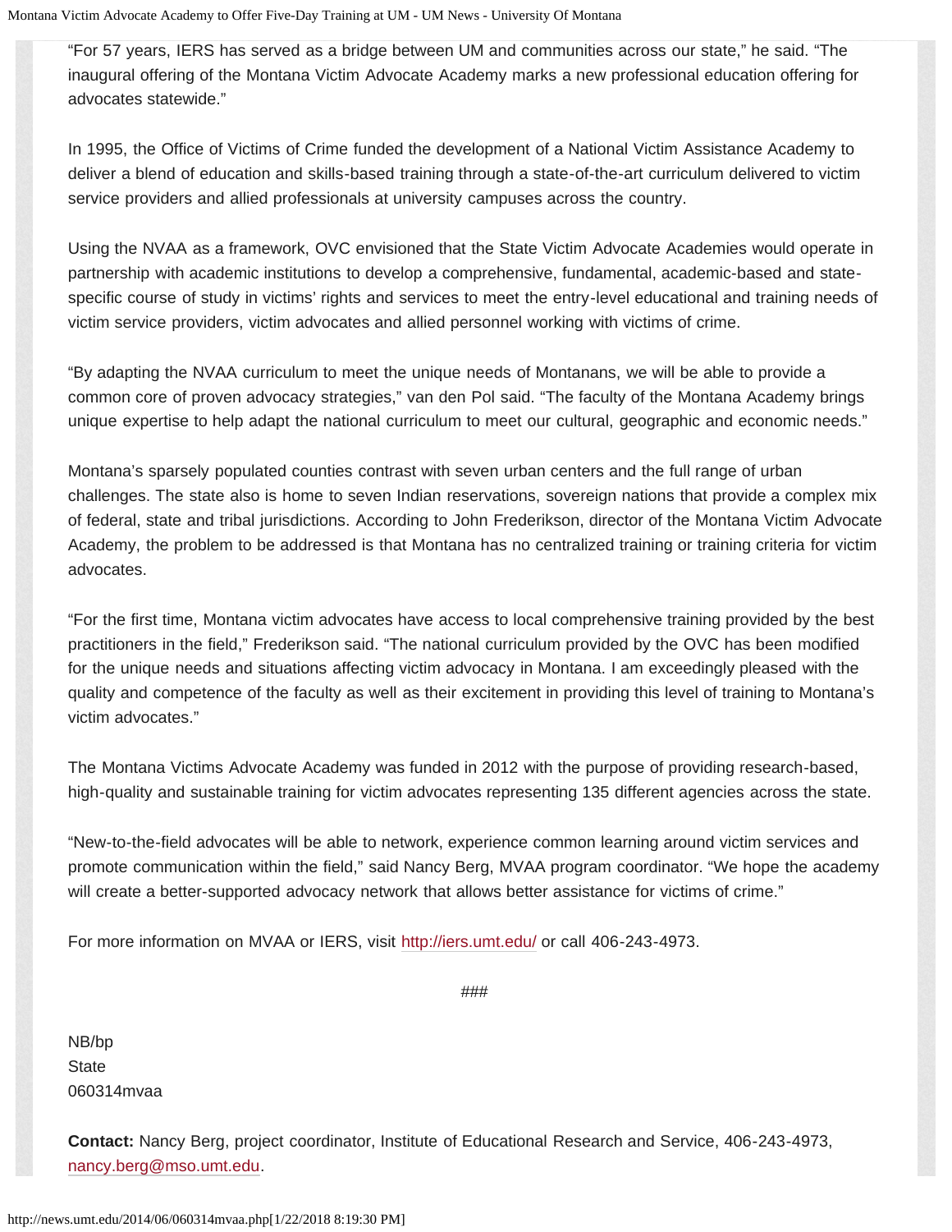"For 57 years, IERS has served as a bridge between UM and communities across our state," he said. "The inaugural offering of the Montana Victim Advocate Academy marks a new professional education offering for advocates statewide."

In 1995, the Office of Victims of Crime funded the development of a National Victim Assistance Academy to deliver a blend of education and skills-based training through a state-of-the-art curriculum delivered to victim service providers and allied professionals at university campuses across the country.

Using the NVAA as a framework, OVC envisioned that the State Victim Advocate Academies would operate in partnership with academic institutions to develop a comprehensive, fundamental, academic-based and state-specific course of study in victims' rights and services to meet the entry-level educational and training needs of victim service providers, victim advocates and allied personnel working with victims of crime.

"By adapting the NVAA curriculum to meet the unique needs of Montanans, we will be able to provide a common core of proven advocacy strategies," van den Pol said. "The faculty of the Montana Academy brings unique expertise to help adapt the national curriculum to meet our cultural, geographic and economic needs."

Montana's sparsely populated counties contrast with seven urban centers and the full range of urban challenges. The state also is home to seven Indian reservations, sovereign nations that provide a complex mix of federal, state and tribal jurisdictions. According to John Frederikson, director of the Montana Victim Advocate Academy, the problem to be addressed is that Montana has no centralized training or training criteria for victim advocates.

"For the first time, Montana victim advocates have access to local comprehensive training provided by the best practitioners in the field," Frederikson said. "The national curriculum provided by the OVC has been modified for the unique needs and situations affecting victim advocacy in Montana. I am exceedingly pleased with the quality and competence of the faculty as well as their excitement in providing this level of training to Montana's victim advocates."

The Montana Victims Advocate Academy was funded in 2012 with the purpose of providing research-based, high-quality and sustainable training for victim advocates representing 135 different agencies across the state.

"New-to-the-field advocates will be able to network, experience common learning around victim services and promote communication within the field," said Nancy Berg, MVAA program coordinator. "We hope the academy will create a better-supported advocacy network that allows better assistance for victims of crime."

For more information on MVAA or IERS, visit http://iers.umt.edu/ or call 406-243-4973.

###

NB/bp
State
060314mvaa

**Contact:** Nancy Berg, project coordinator, Institute of Educational Research and Service, 406-243-4973, nancy.berg@mso.umt.edu.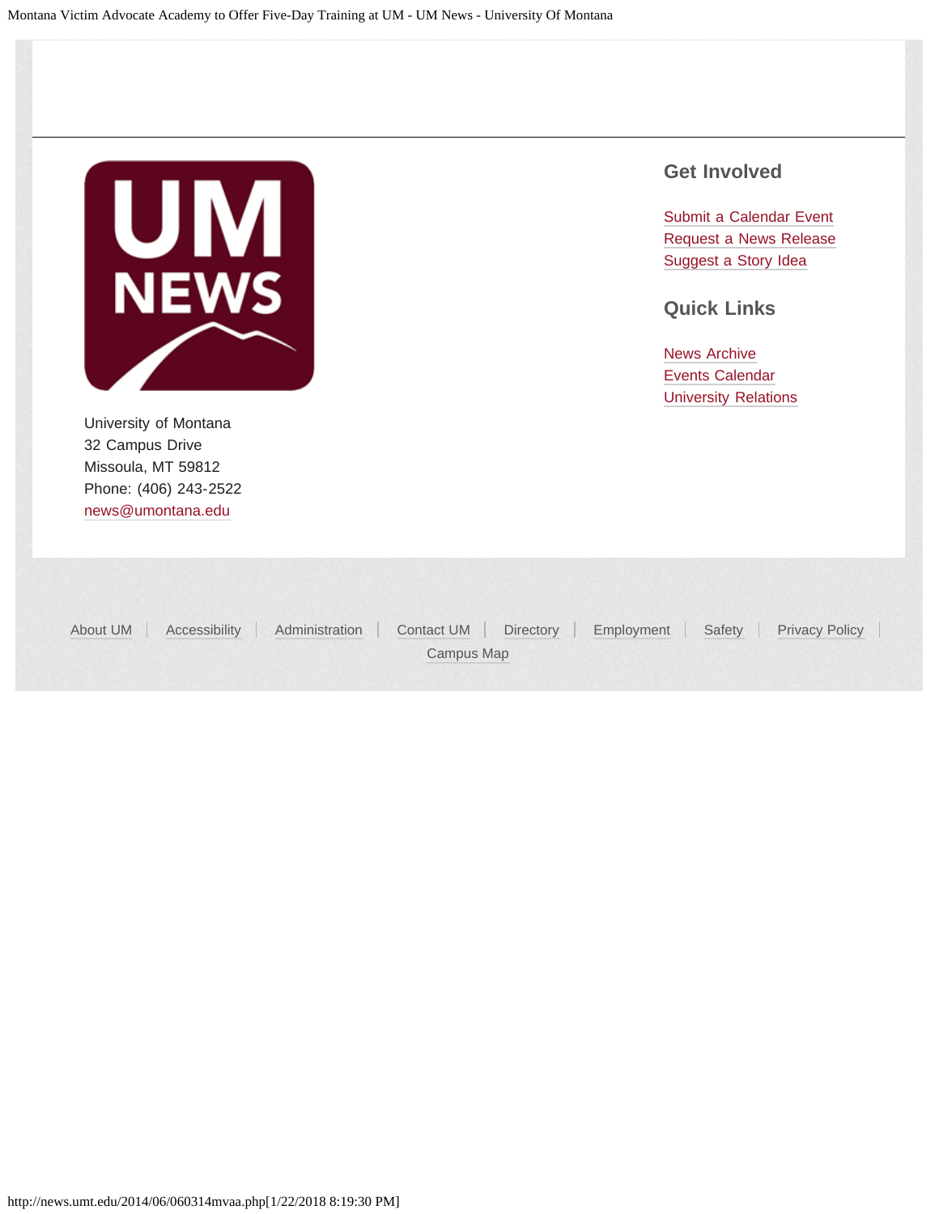University of Montana
32 Campus Drive
Missoula, MT 59812
Phone: (406) 243-2522
news@umontana.edu

## Get Involved

Submit a Calendar Event
Request a News Release
Suggest a Story Idea

## Quick Links

News Archive
Events Calendar
University Relations

About UM | Accessibility | Administration | Contact UM | Directory | Employment | Safety | Privacy Policy | Campus Map